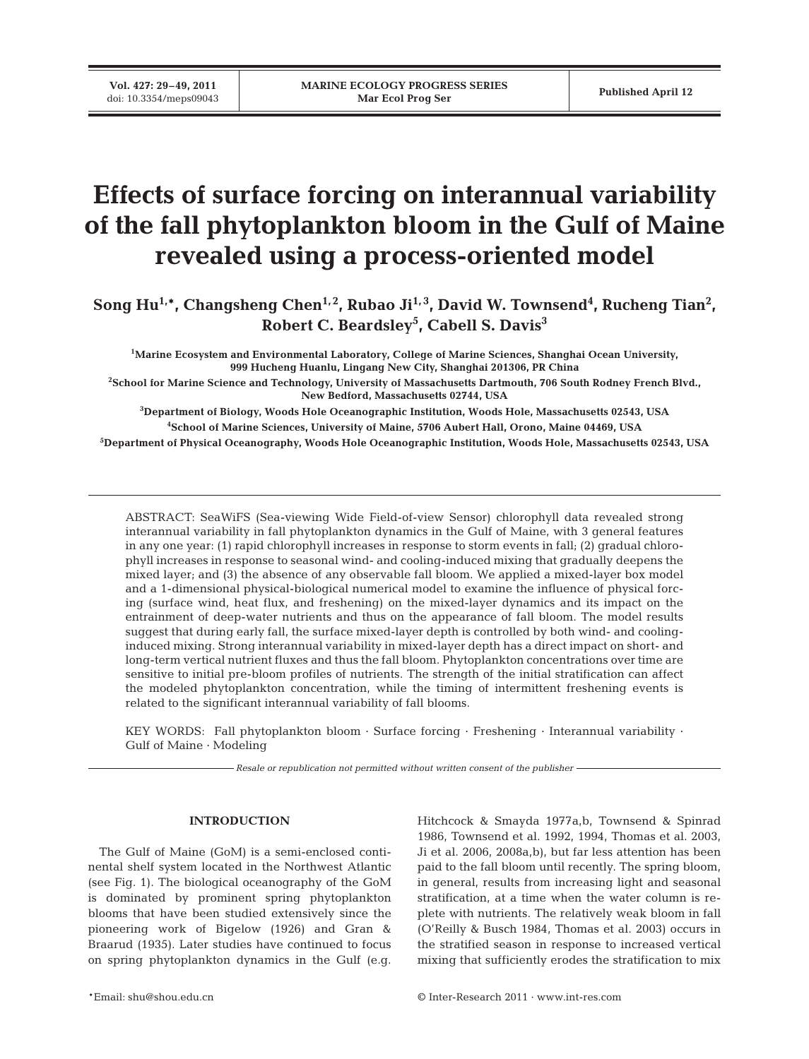# Effects of surface forcing on interannual variability of the fall phytoplankton bloom in the Gulf of Maine revealed using a process-oriented model

**Song Hu[1,*], Changsheng Chen[1,2], Rubao Ji[1,3], David W. Townsend[4], Rucheng Tian[2], Robert C. Beardsley[5], Cabell S. Davis[3]**

[1]Marine Ecosystem and Environmental Laboratory, College of Marine Sciences, Shanghai Ocean University, 999 Hucheng Huanlu, Lingang New City, Shanghai 201306, PR China

[2]School for Marine Science and Technology, University of Massachusetts Dartmouth, 706 South Rodney French Blvd., New Bedford, Massachusetts 02744, USA

[3]Department of Biology, Woods Hole Oceanographic Institution, Woods Hole, Massachusetts 02543, USA

[4]School of Marine Sciences, University of Maine, 5706 Aubert Hall, Orono, Maine 04469, USA

[5]Department of Physical Oceanography, Woods Hole Oceanographic Institution, Woods Hole, Massachusetts 02543, USA

ABSTRACT: SeaWiFS (Sea-viewing Wide Field-of-view Sensor) chlorophyll data revealed strong interannual variability in fall phytoplankton dynamics in the Gulf of Maine, with 3 general features in any one year: (1) rapid chlorophyll increases in response to storm events in fall; (2) gradual chlorophyll increases in response to seasonal wind- and cooling-induced mixing that gradually deepens the mixed layer; and (3) the absence of any observable fall bloom. We applied a mixed-layer box model and a 1-dimensional physical-biological numerical model to examine the influence of physical forcing (surface wind, heat flux, and freshening) on the mixed-layer dynamics and its impact on the entrainment of deep-water nutrients and thus on the appearance of fall bloom. The model results suggest that during early fall, the surface mixed-layer depth is controlled by both wind- and cooling-induced mixing. Strong interannual variability in mixed-layer depth has a direct impact on short- and long-term vertical nutrient fluxes and thus the fall bloom. Phytoplankton concentrations over time are sensitive to initial pre-bloom profiles of nutrients. The strength of the initial stratification can affect the modeled phytoplankton concentration, while the timing of intermittent freshening events is related to the significant interannual variability of fall blooms.

KEY WORDS: Fall phytoplankton bloom · Surface forcing · Freshening · Interannual variability · Gulf of Maine · Modeling

*Resale or republication not permitted without written consent of the publisher*

## INTRODUCTION

The Gulf of Maine (GoM) is a semi-enclosed continental shelf system located in the Northwest Atlantic (see Fig. 1). The biological oceanography of the GoM is dominated by prominent spring phytoplankton blooms that have been studied extensively since the pioneering work of Bigelow (1926) and Gran & Braarud (1935). Later studies have continued to focus on spring phytoplankton dynamics in the Gulf (e.g. Hitchcock & Smayda 1977a,b, Townsend & Spinrad 1986, Townsend et al. 1992, 1994, Thomas et al. 2003, Ji et al. 2006, 2008a,b), but far less attention has been paid to the fall bloom until recently. The spring bloom, in general, results from increasing light and seasonal stratification, at a time when the water column is replete with nutrients. The relatively weak bloom in fall (O'Reilly & Busch 1984, Thomas et al. 2003) occurs in the stratified season in response to increased vertical mixing that sufficiently erodes the stratification to mix

*Email: shu@shou.edu.cn

© Inter-Research 2011 · www.int-res.com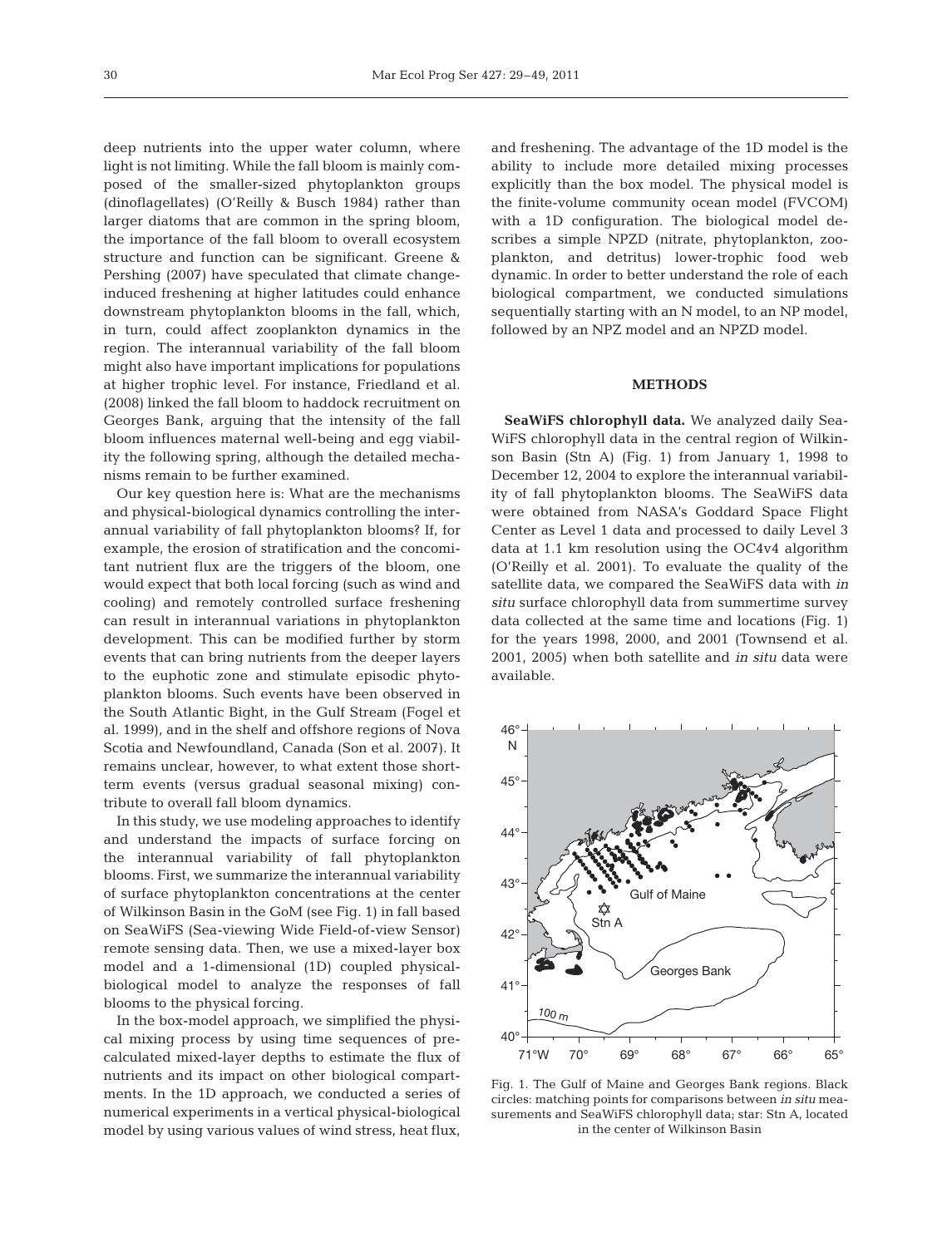deep nutrients into the upper water column, where light is not limiting. While the fall bloom is mainly composed of the smaller-sized phytoplankton groups (dinoflagellates) (O'Reilly & Busch 1984) rather than larger diatoms that are common in the spring bloom, the importance of the fall bloom to overall ecosystem structure and function can be significant. Greene & Pershing (2007) have speculated that climate change-induced freshening at higher latitudes could enhance downstream phytoplankton blooms in the fall, which, in turn, could affect zooplankton dynamics in the region. The interannual variability of the fall bloom might also have important implications for populations at higher trophic level. For instance, Friedland et al. (2008) linked the fall bloom to haddock recruitment on Georges Bank, arguing that the intensity of the fall bloom influences maternal well-being and egg viability the following spring, although the detailed mechanisms remain to be further examined.

Our key question here is: What are the mechanisms and physical-biological dynamics controlling the interannual variability of fall phytoplankton blooms? If, for example, the erosion of stratification and the concomitant nutrient flux are the triggers of the bloom, one would expect that both local forcing (such as wind and cooling) and remotely controlled surface freshening can result in interannual variations in phytoplankton development. This can be modified further by storm events that can bring nutrients from the deeper layers to the euphotic zone and stimulate episodic phytoplankton blooms. Such events have been observed in the South Atlantic Bight, in the Gulf Stream (Fogel et al. 1999), and in the shelf and offshore regions of Nova Scotia and Newfoundland, Canada (Son et al. 2007). It remains unclear, however, to what extent those short-term events (versus gradual seasonal mixing) contribute to overall fall bloom dynamics.

In this study, we use modeling approaches to identify and understand the impacts of surface forcing on the interannual variability of fall phytoplankton blooms. First, we summarize the interannual variability of surface phytoplankton concentrations at the center of Wilkinson Basin in the GoM (see Fig. 1) in fall based on SeaWiFS (Sea-viewing Wide Field-of-view Sensor) remote sensing data. Then, we use a mixed-layer box model and a 1-dimensional (1D) coupled physical-biological model to analyze the responses of fall blooms to the physical forcing.

In the box-model approach, we simplified the physical mixing process by using time sequences of pre-calculated mixed-layer depths to estimate the flux of nutrients and its impact on other biological compartments. In the 1D approach, we conducted a series of numerical experiments in a vertical physical-biological model by using various values of wind stress, heat flux, and freshening. The advantage of the 1D model is the ability to include more detailed mixing processes explicitly than the box model. The physical model is the finite-volume community ocean model (FVCOM) with a 1D configuration. The biological model describes a simple NPZD (nitrate, phytoplankton, zooplankton, and detritus) lower-trophic food web dynamic. In order to better understand the role of each biological compartment, we conducted simulations sequentially starting with an N model, to an NP model, followed by an NPZ model and an NPZD model.

## METHODS

**SeaWiFS chlorophyll data.** We analyzed daily SeaWiFS chlorophyll data in the central region of Wilkinson Basin (Stn A) (Fig. 1) from January 1, 1998 to December 12, 2004 to explore the interannual variability of fall phytoplankton blooms. The SeaWiFS data were obtained from NASA's Goddard Space Flight Center as Level 1 data and processed to daily Level 3 data at 1.1 km resolution using the OC4v4 algorithm (O'Reilly et al. 2001). To evaluate the quality of the satellite data, we compared the SeaWiFS data with *in situ* surface chlorophyll data from summertime survey data collected at the same time and locations (Fig. 1) for the years 1998, 2000, and 2001 (Townsend et al. 2001, 2005) when both satellite and *in situ* data were available.

Fig. 1. The Gulf of Maine and Georges Bank regions. Black circles: matching points for comparisons between *in situ* measurements and SeaWiFS chlorophyll data; star: Stn A, located in the center of Wilkinson Basin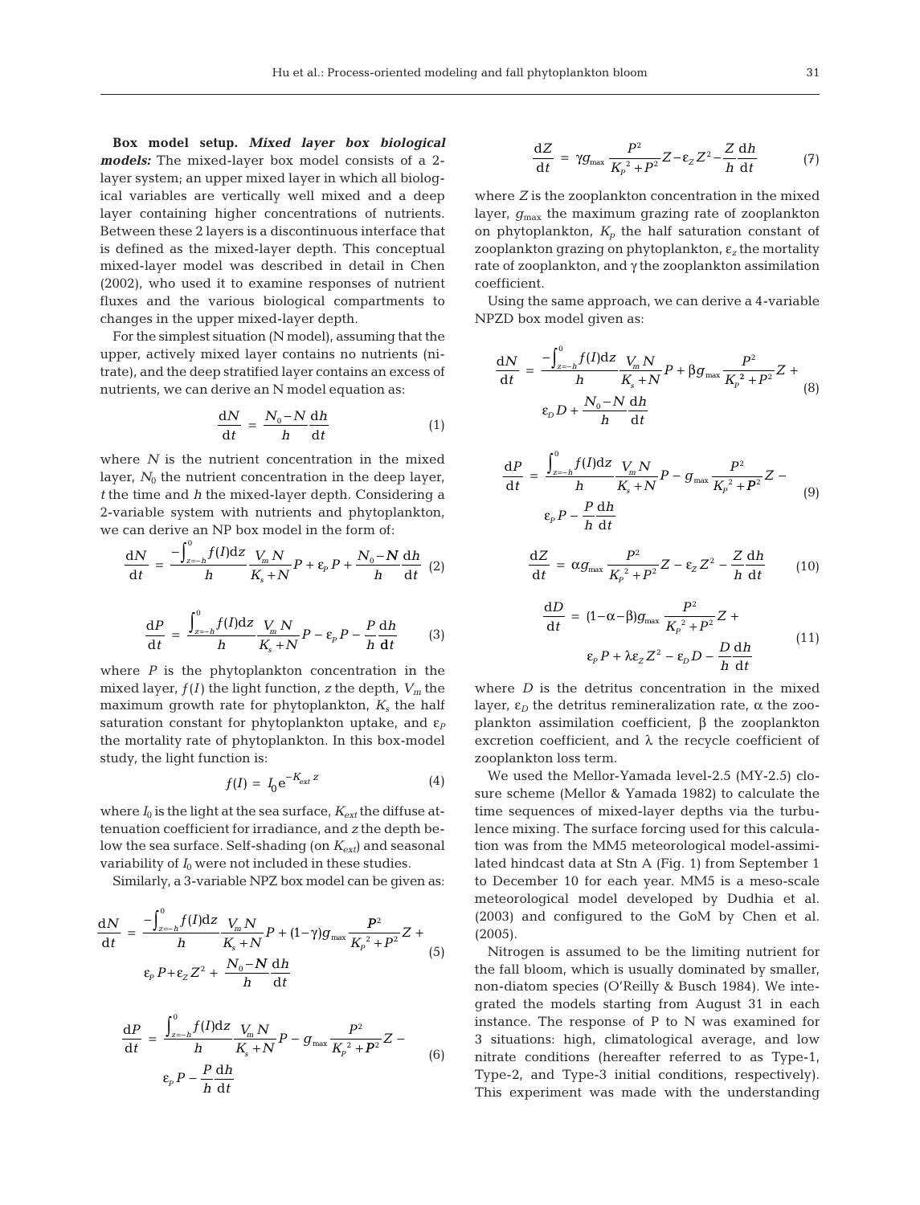**Box model setup.** ***Mixed layer box biological models:*** The mixed-layer box model consists of a 2-layer system; an upper mixed layer in which all biological variables are vertically well mixed and a deep layer containing higher concentrations of nutrients. Between these 2 layers is a discontinuous interface that is defined as the mixed-layer depth. This conceptual mixed-layer model was described in detail in Chen (2002), who used it to examine responses of nutrient fluxes and the various biological compartments to changes in the upper mixed-layer depth.

For the simplest situation (N model), assuming that the upper, actively mixed layer contains no nutrients (nitrate), and the deep stratified layer contains an excess of nutrients, we can derive an N model equation as:

$$\frac{dN}{dt} = \frac{N_0 - N}{h}\frac{dh}{dt} \tag{1}$$

where $N$ is the nutrient concentration in the mixed layer, $N_0$ the nutrient concentration in the deep layer, $t$ the time and $h$ the mixed-layer depth. Considering a 2-variable system with nutrients and phytoplankton, we can derive an NP box model in the form of:

$$\frac{dN}{dt} = \frac{-\int_{z=-h}^{0} f(I)dz}{h}\frac{V_m N}{K_s + N}P + \varepsilon_P P + \frac{N_0 - N}{h}\frac{dh}{dt} \tag{2}$$

$$\frac{dP}{dt} = \frac{\int_{z=-h}^{0} f(I)dz}{h}\frac{V_m N}{K_s + N}P - \varepsilon_P P - \frac{P}{h}\frac{dh}{dt} \tag{3}$$

where $P$ is the phytoplankton concentration in the mixed layer, $f(I)$ the light function, $z$ the depth, $V_m$ the maximum growth rate for phytoplankton, $K_s$ the half saturation constant for phytoplankton uptake, and $\varepsilon_P$ the mortality rate of phytoplankton. In this box-model study, the light function is:

$$f(I) = I_0 e^{-K_{ext} z} \tag{4}$$

where $I_0$ is the light at the sea surface, $K_{ext}$ the diffuse attenuation coefficient for irradiance, and $z$ the depth below the sea surface. Self-shading (on $K_{ext}$) and seasonal variability of $I_0$ were not included in these studies.

Similarly, a 3-variable NPZ box model can be given as:

$$\frac{dN}{dt} = \frac{-\int_{z=-h}^{0} f(I)dz}{h}\frac{V_m N}{K_s + N}P + (1-\gamma)g_{max}\frac{P^2}{K_P{}^2 + P^2}Z + \varepsilon_P P + \varepsilon_Z Z^2 + \frac{N_0 - N}{h}\frac{dh}{dt} \tag{5}$$

$$\frac{dP}{dt} = \frac{\int_{z=-h}^{0} f(I)dz}{h}\frac{V_m N}{K_s + N}P - g_{max}\frac{P^2}{K_P{}^2 + P^2}Z - \varepsilon_P P - \frac{P}{h}\frac{dh}{dt} \tag{6}$$

$$\frac{dZ}{dt} = \gamma g_{max}\frac{P^2}{K_P{}^2 + P^2}Z - \varepsilon_Z Z^2 - \frac{Z}{h}\frac{dh}{dt} \tag{7}$$

where $Z$ is the zooplankton concentration in the mixed layer, $g_{max}$ the maximum grazing rate of zooplankton on phytoplankton, $K_p$ the half saturation constant of zooplankton grazing on phytoplankton, $\varepsilon_z$ the mortality rate of zooplankton, and $\gamma$ the zooplankton assimilation coefficient.

Using the same approach, we can derive a 4-variable NPZD box model given as:

$$\frac{dN}{dt} = \frac{-\int_{z=-h}^{0} f(I)dz}{h}\frac{V_m N}{K_s + N}P + \beta g_{max}\frac{P^2}{K_P{}^2 + P^2}Z + \varepsilon_D D + \frac{N_0 - N}{h}\frac{dh}{dt} \tag{8}$$

$$\frac{dP}{dt} = \frac{\int_{z=-h}^{0} f(I)dz}{h}\frac{V_m N}{K_s + N}P - g_{max}\frac{P^2}{K_P{}^2 + P^2}Z - \varepsilon_P P - \frac{P}{h}\frac{dh}{dt} \tag{9}$$

$$\frac{dZ}{dt} = \alpha g_{max}\frac{P^2}{K_P{}^2 + P^2}Z - \varepsilon_Z Z^2 - \frac{Z}{h}\frac{dh}{dt} \tag{10}$$

$$\frac{dD}{dt} = (1-\alpha-\beta)g_{max}\frac{P^2}{K_P{}^2 + P^2}Z + \varepsilon_P P + \lambda\varepsilon_Z Z^2 - \varepsilon_D D - \frac{D}{h}\frac{dh}{dt} \tag{11}$$

where $D$ is the detritus concentration in the mixed layer, $\varepsilon_D$ the detritus remineralization rate, $\alpha$ the zooplankton assimilation coefficient, $\beta$ the zooplankton excretion coefficient, and $\lambda$ the recycle coefficient of zooplankton loss term.

We used the Mellor-Yamada level-2.5 (MY-2.5) closure scheme (Mellor & Yamada 1982) to calculate the time sequences of mixed-layer depths via the turbulence mixing. The surface forcing used for this calculation was from the MM5 meteorological model-assimilated hindcast data at Stn A (Fig. 1) from September 1 to December 10 for each year. MM5 is a meso-scale meteorological model developed by Dudhia et al. (2003) and configured to the GoM by Chen et al. (2005).

Nitrogen is assumed to be the limiting nutrient for the fall bloom, which is usually dominated by smaller, non-diatom species (O'Reilly & Busch 1984). We integrated the models starting from August 31 in each instance. The response of P to N was examined for 3 situations: high, climatological average, and low nitrate conditions (hereafter referred to as Type-1, Type-2, and Type-3 initial conditions, respectively). This experiment was made with the understanding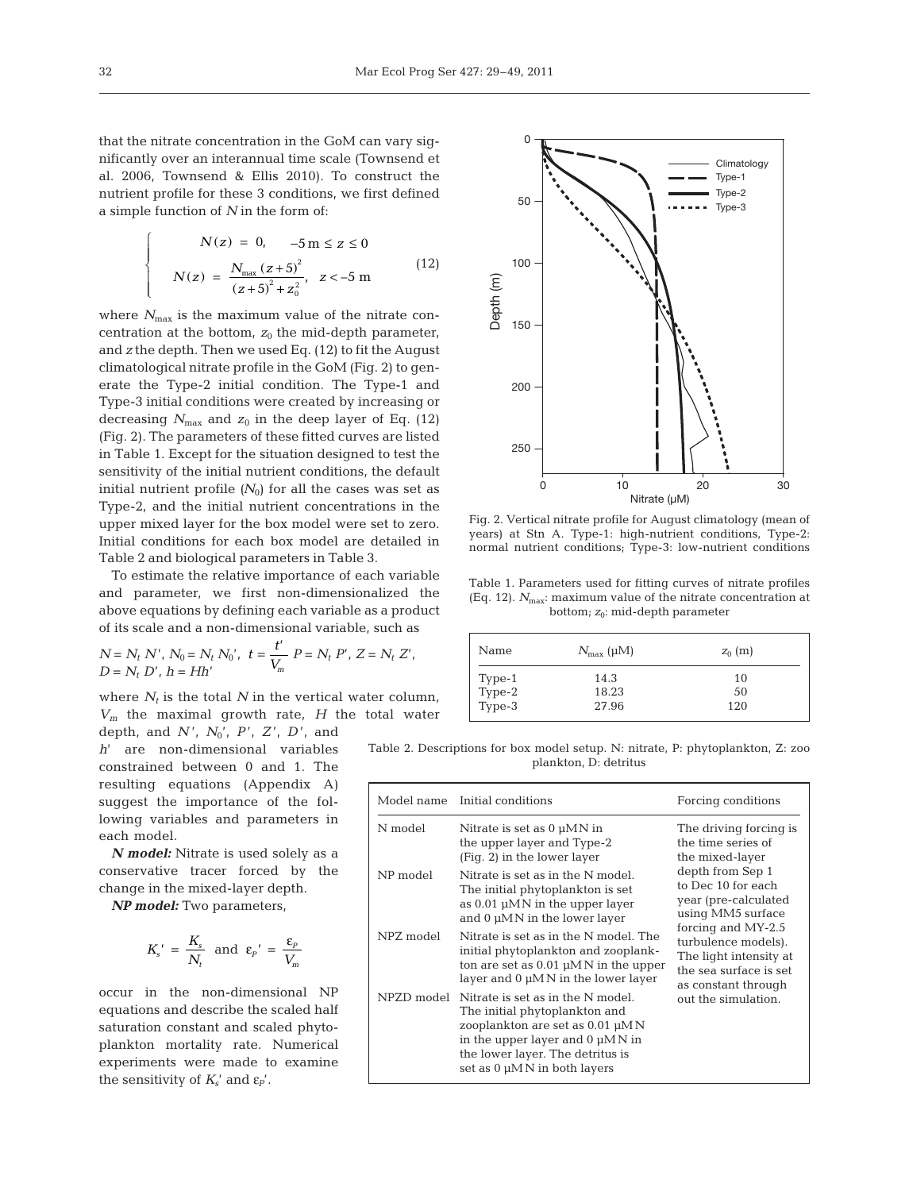that the nitrate concentration in the GoM can vary significantly over an interannual time scale (Townsend et al. 2006, Townsend & Ellis 2010). To construct the nutrient profile for these 3 conditions, we first defined a simple function of $N$ in the form of:

$$
\begin{cases}
N(z) = 0, & -5\text{ m} \le z \le 0 \\
N(z) = \dfrac{N_{max}(z+5)^2}{(z+5)^2 + z_0^2}, & z < -5\text{ m}
\end{cases}
\tag{12}
$$

where $N_{max}$ is the maximum value of the nitrate concentration at the bottom, $z_0$ the mid-depth parameter, and $z$ the depth. Then we used Eq. (12) to fit the August climatological nitrate profile in the GoM (Fig. 2) to generate the Type-2 initial condition. The Type-1 and Type-3 initial conditions were created by increasing or decreasing $N_{max}$ and $z_0$ in the deep layer of Eq. (12) (Fig. 2). The parameters of these fitted curves are listed in Table 1. Except for the situation designed to test the sensitivity of the initial nutrient conditions, the default initial nutrient profile ($N_0$) for all the cases was set as Type-2, and the initial nutrient concentrations in the upper mixed layer for the box model were set to zero. Initial conditions for each box model are detailed in Table 2 and biological parameters in Table 3.

To estimate the relative importance of each variable and parameter, we first non-dimensionalized the above equations by defining each variable as a product of its scale and a non-dimensional variable, such as

$$N = N_t\,N',\ N_0 = N_t\,N_0',\ t = \frac{t'}{V_m}\ P = N_t\,P',\ Z = N_t\,Z',\ D = N_t\,D',\ h = Hh'$$

where $N_t$ is the total $N$ in the vertical water column, $V_m$ the maximal growth rate, $H$ the total water depth, and $N'$, $N_0'$, $P'$, $Z'$, $D'$, and $h'$ are non-dimensional variables constrained between 0 and 1. The resulting equations (Appendix A) suggest the importance of the following variables and parameters in each model.

***N model:*** Nitrate is used solely as a conservative tracer forced by the change in the mixed-layer depth.

***NP model:*** Two parameters,

$$K_s' = \frac{K_s}{N_t} \ \text{ and } \ \varepsilon_P' = \frac{\varepsilon_P}{V_m}$$

occur in the non-dimensional NP equations and describe the scaled half saturation constant and scaled phytoplankton mortality rate. Numerical experiments were made to examine the sensitivity of $K_s'$ and $\varepsilon_P'$.

Fig. 2. Vertical nitrate profile for August climatology (mean of years) at Stn A. Type-1: high-nutrient conditions, Type-2: normal nutrient conditions; Type-3: low-nutrient conditions

Table 1. Parameters used for fitting curves of nitrate profiles (Eq. 12). $N_{max}$: maximum value of the nitrate concentration at bottom; $z_0$: mid-depth parameter

| Name | $N_{max}$ (µM) | $z_0$ (m) |
|---|---|---|
| Type-1 | 14.3 | 10 |
| Type-2 | 18.23 | 50 |
| Type-3 | 27.96 | 120 |

Table 2. Descriptions for box model setup. N: nitrate, P: phytoplankton, Z: zooplankton, D: detritus

| Model name | Initial conditions | Forcing conditions |
|---|---|---|
| N model | Nitrate is set as 0 µM N in the upper layer and Type-2 (Fig. 2) in the lower layer | The driving forcing is the time series of the mixed-layer depth from Sep 1 to Dec 10 for each year (pre-calculated using MM5 surface forcing and MY-2.5 turbulence models). The light intensity at the sea surface is set as constant through out the simulation. |
| NP model | Nitrate is set as in the N model. The initial phytoplankton is set as 0.01 µM N in the upper layer and 0 µM N in the lower layer | |
| NPZ model | Nitrate is set as in the N model. The initial phytoplankton and zooplankton are set as 0.01 µM N in the upper layer and 0 µM N in the lower layer | |
| NPZD model | Nitrate is set as in the N model. The initial phytoplankton and zooplankton are set as 0.01 µM N in the upper layer and 0 µM N in the lower layer. The detritus is set as 0 µM N in both layers | |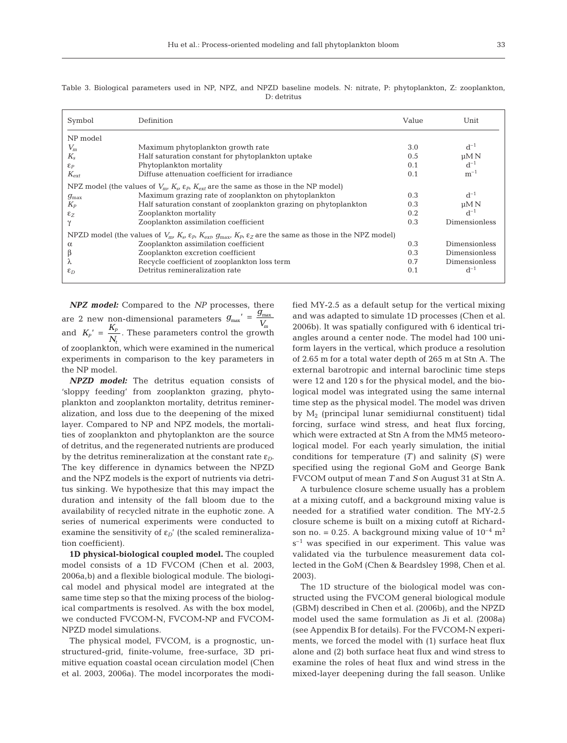Table 3. Biological parameters used in NP, NPZ, and NPZD baseline models. N: nitrate, P: phytoplankton, Z: zooplankton, D: detritus

| Symbol | Definition | Value | Unit |
|---|---|---|---|
| NP model | | | |
| $V_m$ | Maximum phytoplankton growth rate | 3.0 | $d^{-1}$ |
| $K_s$ | Half saturation constant for phytoplankton uptake | 0.5 | μM N |
| $\varepsilon_P$ | Phytoplankton mortality | 0.1 | $d^{-1}$ |
| $K_{ext}$ | Diffuse attenuation coefficient for irradiance | 0.1 | $m^{-1}$ |
| NPZ model (the values of $V_m$, $K_s$, $\varepsilon_P$, $K_{ext}$ are the same as those in the NP model) | | | |
| $g_{max}$ | Maximum grazing rate of zooplankton on phytoplankton | 0.3 | $d^{-1}$ |
| $K_P$ | Half saturation constant of zooplankton grazing on phytoplankton | 0.3 | μM N |
| $\varepsilon_Z$ | Zooplankton mortality | 0.2 | $d^{-1}$ |
| $\gamma$ | Zooplankton assimilation coefficient | 0.3 | Dimensionless |
| NPZD model (the values of $V_m$, $K_s$, $\varepsilon_P$, $K_{ext}$, $g_{max}$, $K_P$, $\varepsilon_Z$ are the same as those in the NPZ model) | | | |
| $\alpha$ | Zooplankton assimilation coefficient | 0.3 | Dimensionless |
| $\beta$ | Zooplankton excretion coefficient | 0.3 | Dimensionless |
| $\lambda$ | Recycle coefficient of zooplankton loss term | 0.7 | Dimensionless |
| $\varepsilon_D$ | Detritus remineralization rate | 0.1 | $d^{-1}$ |

***NPZ model:*** Compared to the *NP* processes, there are 2 new non-dimensional parameters $g_{max}' = \frac{g_{max}}{V_m}$ and $K_P' = \frac{K_P}{N_t}$. These parameters control the growth of zooplankton, which were examined in the numerical experiments in comparison to the key parameters in the NP model.

***NPZD model:*** The detritus equation consists of 'sloppy feeding' from zooplankton grazing, phytoplankton and zooplankton mortality, detritus remineralization, and loss due to the deepening of the mixed layer. Compared to NP and NPZ models, the mortalities of zooplankton and phytoplankton are the source of detritus, and the regenerated nutrients are produced by the detritus remineralization at the constant rate $\varepsilon_D$. The key difference in dynamics between the NPZD and the NPZ models is the export of nutrients via detritus sinking. We hypothesize that this may impact the duration and intensity of the fall bloom due to the availability of recycled nitrate in the euphotic zone. A series of numerical experiments were conducted to examine the sensitivity of $\varepsilon_D'$ (the scaled remineralization coefficient).

**1D physical-biological coupled model.** The coupled model consists of a 1D FVCOM (Chen et al. 2003, 2006a,b) and a flexible biological module. The biological model and physical model are integrated at the same time step so that the mixing process of the biological compartments is resolved. As with the box model, we conducted FVCOM-N, FVCOM-NP and FVCOM-NPZD model simulations.

The physical model, FVCOM, is a prognostic, unstructured-grid, finite-volume, free-surface, 3D primitive equation coastal ocean circulation model (Chen et al. 2003, 2006a). The model incorporates the modified MY-2.5 as a default setup for the vertical mixing and was adapted to simulate 1D processes (Chen et al. 2006b). It was spatially configured with 6 identical triangles around a center node. The model had 100 uniform layers in the vertical, which produce a resolution of 2.65 m for a total water depth of 265 m at Stn A. The external barotropic and internal baroclinic time steps were 12 and 120 s for the physical model, and the biological model was integrated using the same internal time step as the physical model. The model was driven by $M_2$ (principal lunar semidiurnal constituent) tidal forcing, surface wind stress, and heat flux forcing, which were extracted at Stn A from the MM5 meteorological model. For each yearly simulation, the initial conditions for temperature (*T*) and salinity (*S*) were specified using the regional GoM and George Bank FVCOM output of mean *T* and *S* on August 31 at Stn A.

A turbulence closure scheme usually has a problem at a mixing cutoff, and a background mixing value is needed for a stratified water condition. The MY-2.5 closure scheme is built on a mixing cutoff at Richardson no. = 0.25. A background mixing value of $10^{-4}$ $m^2$ $s^{-1}$ was specified in our experiment. This value was validated via the turbulence measurement data collected in the GoM (Chen & Beardsley 1998, Chen et al. 2003).

The 1D structure of the biological model was constructed using the FVCOM general biological module (GBM) described in Chen et al. (2006b), and the NPZD model used the same formulation as Ji et al. (2008a) (see Appendix B for details). For the FVCOM-N experiments, we forced the model with (1) surface heat flux alone and (2) both surface heat flux and wind stress to examine the roles of heat flux and wind stress in the mixed-layer deepening during the fall season. Unlike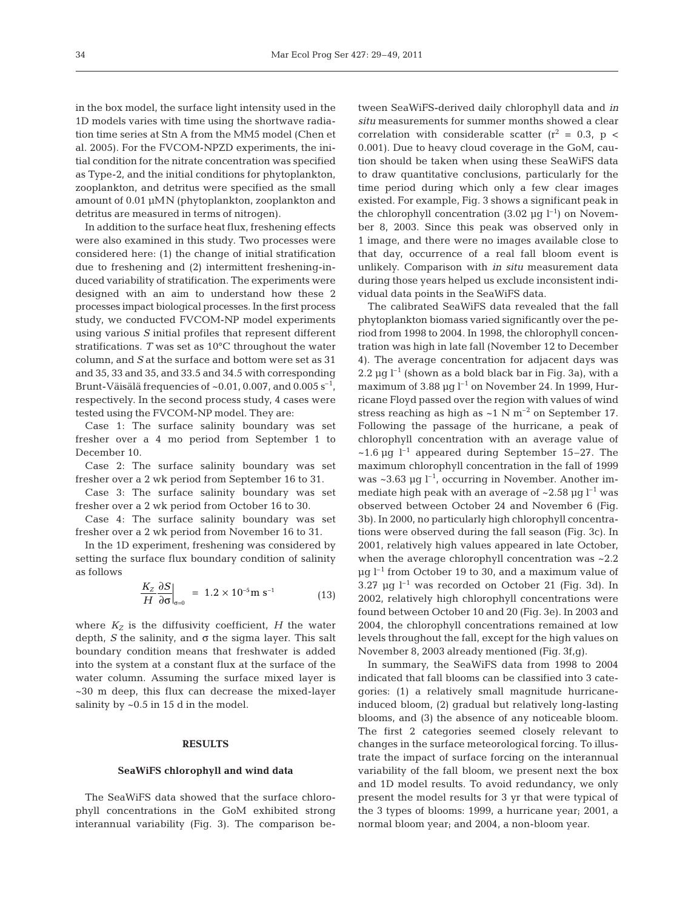in the box model, the surface light intensity used in the 1D models varies with time using the shortwave radiation time series at Stn A from the MM5 model (Chen et al. 2005). For the FVCOM-NPZD experiments, the initial condition for the nitrate concentration was specified as Type-2, and the initial conditions for phytoplankton, zooplankton, and detritus were specified as the small amount of 0.01 µMN (phytoplankton, zooplankton and detritus are measured in terms of nitrogen).

In addition to the surface heat flux, freshening effects were also examined in this study. Two processes were considered here: (1) the change of initial stratification due to freshening and (2) intermittent freshening-induced variability of stratification. The experiments were designed with an aim to understand how these 2 processes impact biological processes. In the first process study, we conducted FVCOM-NP model experiments using various $S$ initial profiles that represent different stratifications. $T$ was set as 10°C throughout the water column, and $S$ at the surface and bottom were set as 31 and 35, 33 and 35, and 33.5 and 34.5 with corresponding Brunt-Väisälä frequencies of ~0.01, 0.007, and 0.005 $s^{-1}$, respectively. In the second process study, 4 cases were tested using the FVCOM-NP model. They are:

Case 1: The surface salinity boundary was set fresher over a 4 mo period from September 1 to December 10.

Case 2: The surface salinity boundary was set fresher over a 2 wk period from September 16 to 31.

Case 3: The surface salinity boundary was set fresher over a 2 wk period from October 16 to 30.

Case 4: The surface salinity boundary was set fresher over a 2 wk period from November 16 to 31.

In the 1D experiment, freshening was considered by setting the surface flux boundary condition of salinity as follows

$$\frac{K_Z}{H}\frac{\partial S}{\partial \sigma}\bigg|_{\sigma=0} = 1.2 \times 10^{-5}\,\text{m s}^{-1} \qquad (13)$$

where $K_Z$ is the diffusivity coefficient, $H$ the water depth, $S$ the salinity, and σ the sigma layer. This salt boundary condition means that freshwater is added into the system at a constant flux at the surface of the water column. Assuming the surface mixed layer is ~30 m deep, this flux can decrease the mixed-layer salinity by ~0.5 in 15 d in the model.

## RESULTS

### SeaWiFS chlorophyll and wind data

The SeaWiFS data showed that the surface chlorophyll concentrations in the GoM exhibited strong interannual variability (Fig. 3). The comparison between SeaWiFS-derived daily chlorophyll data and *in situ* measurements for summer months showed a clear correlation with considerable scatter ($r^2 = 0.3$, $p < 0.001$). Due to heavy cloud coverage in the GoM, caution should be taken when using these SeaWiFS data to draw quantitative conclusions, particularly for the time period during which only a few clear images existed. For example, Fig. 3 shows a significant peak in the chlorophyll concentration (3.02 µg $l^{-1}$) on November 8, 2003. Since this peak was observed only in 1 image, and there were no images available close to that day, occurrence of a real fall bloom event is unlikely. Comparison with *in situ* measurement data during those years helped us exclude inconsistent individual data points in the SeaWiFS data.

The calibrated SeaWiFS data revealed that the fall phytoplankton biomass varied significantly over the period from 1998 to 2004. In 1998, the chlorophyll concentration was high in late fall (November 12 to December 4). The average concentration for adjacent days was 2.2 µg $l^{-1}$ (shown as a bold black bar in Fig. 3a), with a maximum of 3.88 µg $l^{-1}$ on November 24. In 1999, Hurricane Floyd passed over the region with values of wind stress reaching as high as ~1 N $m^{-2}$ on September 17. Following the passage of the hurricane, a peak of chlorophyll concentration with an average value of ~1.6 µg $l^{-1}$ appeared during September 15–27. The maximum chlorophyll concentration in the fall of 1999 was ~3.63 µg $l^{-1}$, occurring in November. Another immediate high peak with an average of ~2.58 µg $l^{-1}$ was observed between October 24 and November 6 (Fig. 3b). In 2000, no particularly high chlorophyll concentrations were observed during the fall season (Fig. 3c). In 2001, relatively high values appeared in late October, when the average chlorophyll concentration was ~2.2 µg $l^{-1}$ from October 19 to 30, and a maximum value of 3.27 µg $l^{-1}$ was recorded on October 21 (Fig. 3d). In 2002, relatively high chlorophyll concentrations were found between October 10 and 20 (Fig. 3e). In 2003 and 2004, the chlorophyll concentrations remained at low levels throughout the fall, except for the high values on November 8, 2003 already mentioned (Fig. 3f,g).

In summary, the SeaWiFS data from 1998 to 2004 indicated that fall blooms can be classified into 3 categories: (1) a relatively small magnitude hurricane-induced bloom, (2) gradual but relatively long-lasting blooms, and (3) the absence of any noticeable bloom. The first 2 categories seemed closely relevant to changes in the surface meteorological forcing. To illustrate the impact of surface forcing on the interannual variability of the fall bloom, we present next the box and 1D model results. To avoid redundancy, we only present the model results for 3 yr that were typical of the 3 types of blooms: 1999, a hurricane year; 2001, a normal bloom year; and 2004, a non-bloom year.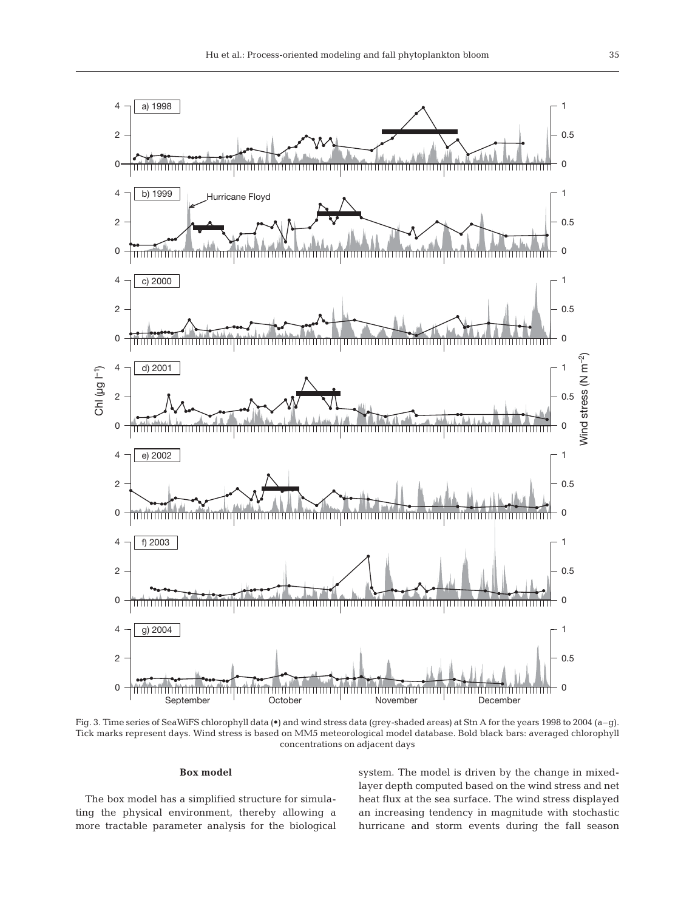Fig. 3. Time series of SeaWiFS chlorophyll data (•) and wind stress data (grey-shaded areas) at Stn A for the years 1998 to 2004 (a–g). Tick marks represent days. Wind stress is based on MM5 meteorological model database. Bold black bars: averaged chlorophyll concentrations on adjacent days

### Box model

The box model has a simplified structure for simulating the physical environment, thereby allowing a more tractable parameter analysis for the biological system. The model is driven by the change in mixed-layer depth computed based on the wind stress and net heat flux at the sea surface. The wind stress displayed an increasing tendency in magnitude with stochastic hurricane and storm events during the fall season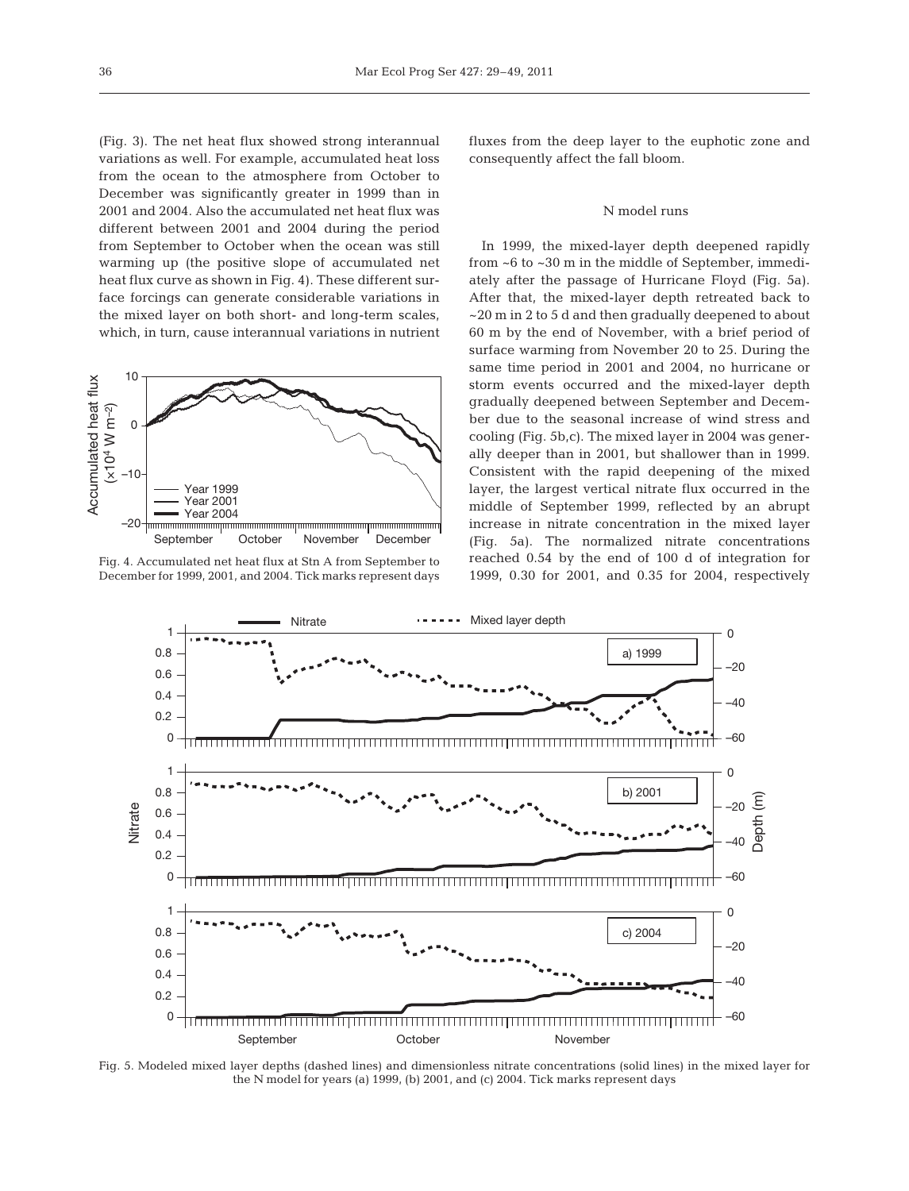(Fig. 3). The net heat flux showed strong interannual variations as well. For example, accumulated heat loss from the ocean to the atmosphere from October to December was significantly greater in 1999 than in 2001 and 2004. Also the accumulated net heat flux was different between 2001 and 2004 during the period from September to October when the ocean was still warming up (the positive slope of accumulated net heat flux curve as shown in Fig. 4). These different surface forcings can generate considerable variations in the mixed layer on both short- and long-term scales, which, in turn, cause interannual variations in nutrient fluxes from the deep layer to the euphotic zone and consequently affect the fall bloom.

Fig. 4. Accumulated net heat flux at Stn A from September to December for 1999, 2001, and 2004. Tick marks represent days

### N model runs

In 1999, the mixed-layer depth deepened rapidly from ~6 to ~30 m in the middle of September, immediately after the passage of Hurricane Floyd (Fig. 5a). After that, the mixed-layer depth retreated back to ~20 m in 2 to 5 d and then gradually deepened to about 60 m by the end of November, with a brief period of surface warming from November 20 to 25. During the same time period in 2001 and 2004, no hurricane or storm events occurred and the mixed-layer depth gradually deepened between September and December due to the seasonal increase of wind stress and cooling (Fig. 5b,c). The mixed layer in 2004 was generally deeper than in 2001, but shallower than in 1999. Consistent with the rapid deepening of the mixed layer, the largest vertical nitrate flux occurred in the middle of September 1999, reflected by an abrupt increase in nitrate concentration in the mixed layer (Fig. 5a). The normalized nitrate concentrations reached 0.54 by the end of 100 d of integration for 1999, 0.30 for 2001, and 0.35 for 2004, respectively

Fig. 5. Modeled mixed layer depths (dashed lines) and dimensionless nitrate concentrations (solid lines) in the mixed layer for the N model for years (a) 1999, (b) 2001, and (c) 2004. Tick marks represent days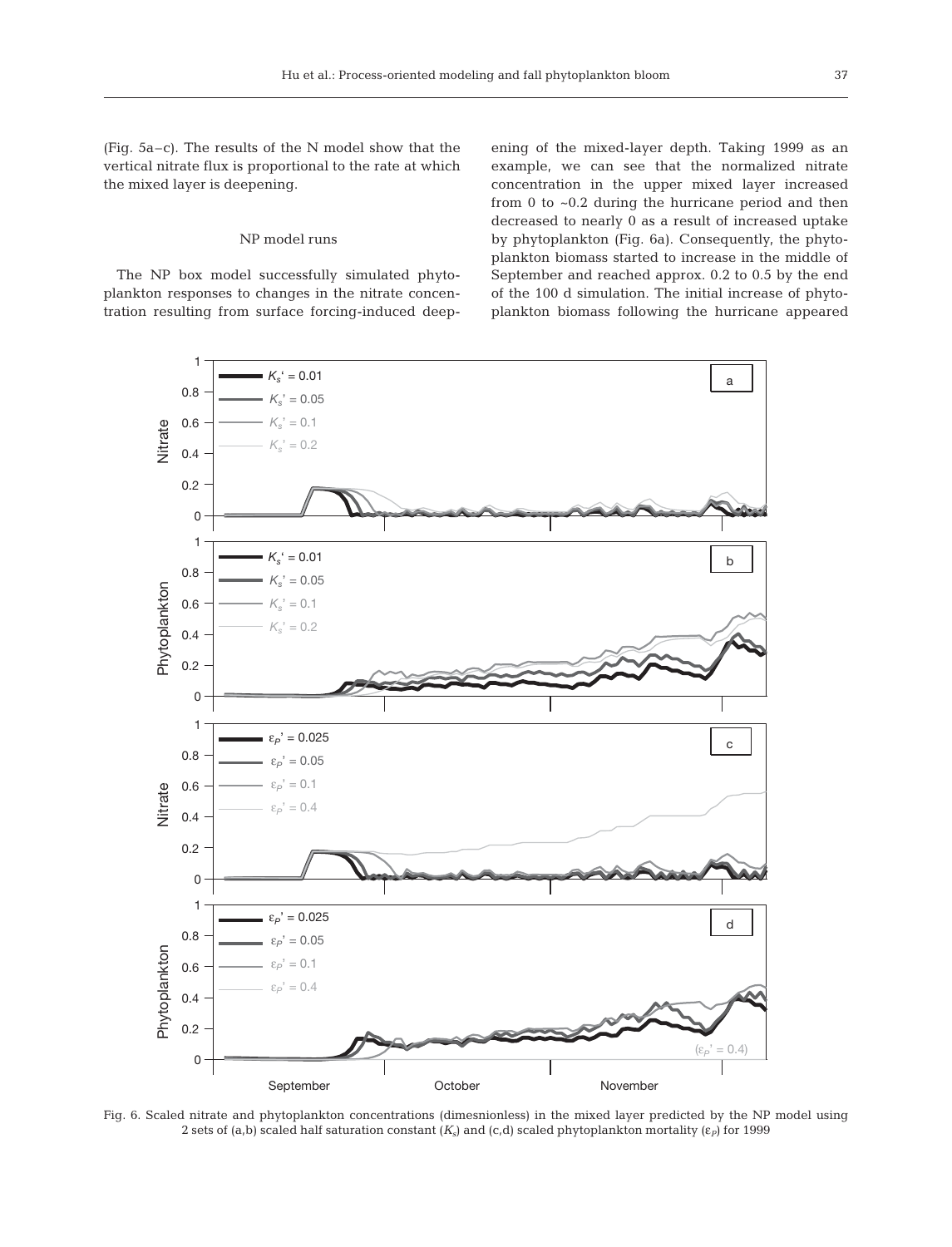(Fig. 5a–c). The results of the N model show that the vertical nitrate flux is proportional to the rate at which the mixed layer is deepening.

### NP model runs

The NP box model successfully simulated phytoplankton responses to changes in the nitrate concentration resulting from surface forcing-induced deepening of the mixed-layer depth. Taking 1999 as an example, we can see that the normalized nitrate concentration in the upper mixed layer increased from 0 to ~0.2 during the hurricane period and then decreased to nearly 0 as a result of increased uptake by phytoplankton (Fig. 6a). Consequently, the phytoplankton biomass started to increase in the middle of September and reached approx. 0.2 to 0.5 by the end of the 100 d simulation. The initial increase of phytoplankton biomass following the hurricane appeared

Fig. 6. Scaled nitrate and phytoplankton concentrations (dimesnionless) in the mixed layer predicted by the NP model using 2 sets of (a,b) scaled half saturation constant ($K_s$) and (c,d) scaled phytoplankton mortality ($\varepsilon_P$) for 1999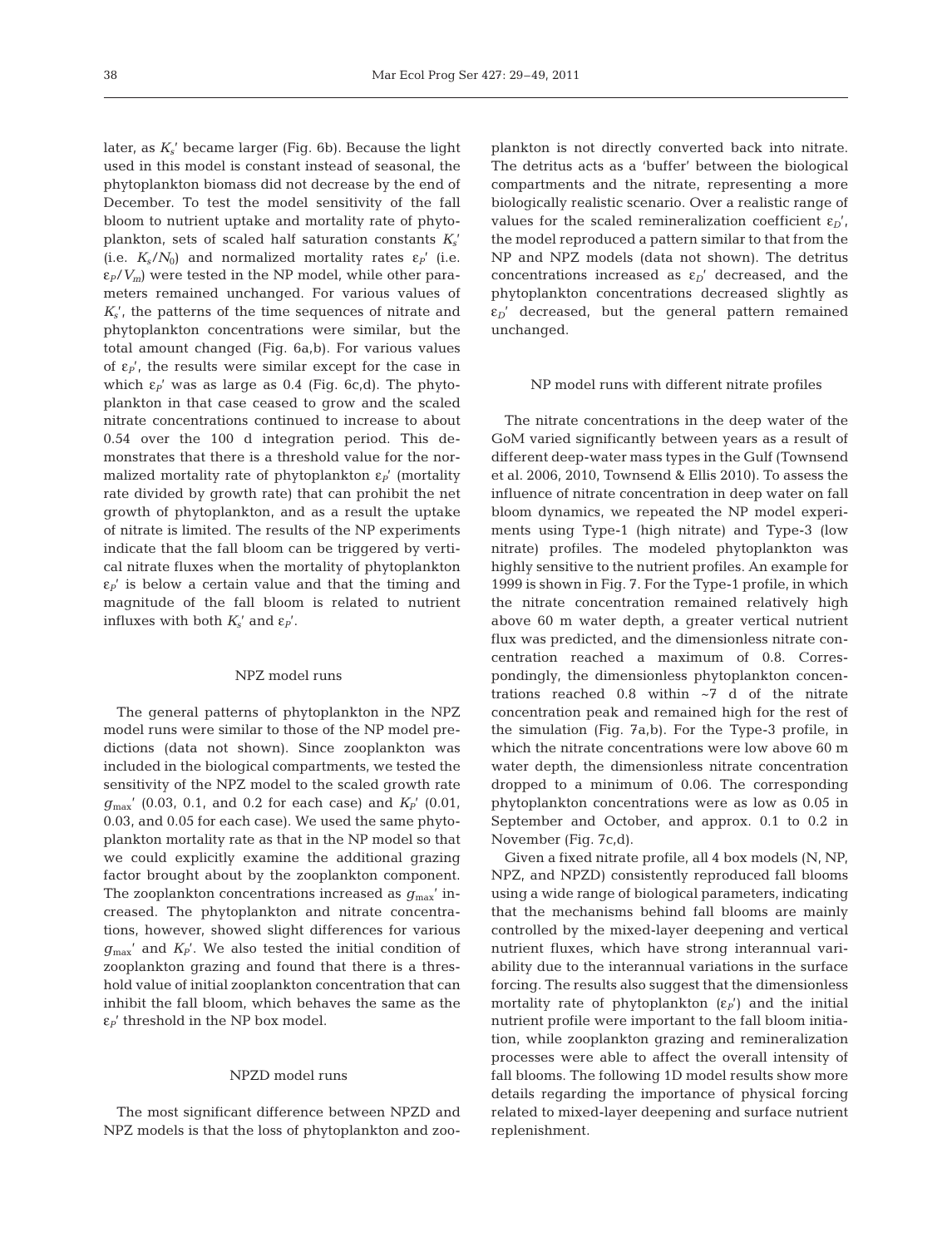later, as $K_s'$ became larger (Fig. 6b). Because the light used in this model is constant instead of seasonal, the phytoplankton biomass did not decrease by the end of December. To test the model sensitivity of the fall bloom to nutrient uptake and mortality rate of phytoplankton, sets of scaled half saturation constants $K_s'$ (i.e. $K_s/N_0$) and normalized mortality rates $\varepsilon_P'$ (i.e. $\varepsilon_P/V_m$) were tested in the NP model, while other parameters remained unchanged. For various values of $K_s'$, the patterns of the time sequences of nitrate and phytoplankton concentrations were similar, but the total amount changed (Fig. 6a,b). For various values of $\varepsilon_P'$, the results were similar except for the case in which $\varepsilon_P'$ was as large as 0.4 (Fig. 6c,d). The phytoplankton in that case ceased to grow and the scaled nitrate concentrations continued to increase to about 0.54 over the 100 d integration period. This demonstrates that there is a threshold value for the normalized mortality rate of phytoplankton $\varepsilon_P'$ (mortality rate divided by growth rate) that can prohibit the net growth of phytoplankton, and as a result the uptake of nitrate is limited. The results of the NP experiments indicate that the fall bloom can be triggered by vertical nitrate fluxes when the mortality of phytoplankton $\varepsilon_P'$ is below a certain value and that the timing and magnitude of the fall bloom is related to nutrient influxes with both $K_s'$ and $\varepsilon_P'$.

### NPZ model runs

The general patterns of phytoplankton in the NPZ model runs were similar to those of the NP model predictions (data not shown). Since zooplankton was included in the biological compartments, we tested the sensitivity of the NPZ model to the scaled growth rate $g_{max}'$ (0.03, 0.1, and 0.2 for each case) and $K_P'$ (0.01, 0.03, and 0.05 for each case). We used the same phytoplankton mortality rate as that in the NP model so that we could explicitly examine the additional grazing factor brought about by the zooplankton component. The zooplankton concentrations increased as $g_{max}'$ increased. The phytoplankton and nitrate concentrations, however, showed slight differences for various $g_{max}'$ and $K_P'$. We also tested the initial condition of zooplankton grazing and found that there is a threshold value of initial zooplankton concentration that can inhibit the fall bloom, which behaves the same as the $\varepsilon_P'$ threshold in the NP box model.

### NPZD model runs

The most significant difference between NPZD and NPZ models is that the loss of phytoplankton and zooplankton is not directly converted back into nitrate. The detritus acts as a 'buffer' between the biological compartments and the nitrate, representing a more biologically realistic scenario. Over a realistic range of values for the scaled remineralization coefficient $\varepsilon_D'$, the model reproduced a pattern similar to that from the NP and NPZ models (data not shown). The detritus concentrations increased as $\varepsilon_D'$ decreased, and the phytoplankton concentrations decreased slightly as $\varepsilon_D'$ decreased, but the general pattern remained unchanged.

### NP model runs with different nitrate profiles

The nitrate concentrations in the deep water of the GoM varied significantly between years as a result of different deep-water mass types in the Gulf (Townsend et al. 2006, 2010, Townsend & Ellis 2010). To assess the influence of nitrate concentration in deep water on fall bloom dynamics, we repeated the NP model experiments using Type-1 (high nitrate) and Type-3 (low nitrate) profiles. The modeled phytoplankton was highly sensitive to the nutrient profiles. An example for 1999 is shown in Fig. 7. For the Type-1 profile, in which the nitrate concentration remained relatively high above 60 m water depth, a greater vertical nutrient flux was predicted, and the dimensionless nitrate concentration reached a maximum of 0.8. Correspondingly, the dimensionless phytoplankton concentrations reached 0.8 within ~7 d of the nitrate concentration peak and remained high for the rest of the simulation (Fig. 7a,b). For the Type-3 profile, in which the nitrate concentrations were low above 60 m water depth, the dimensionless nitrate concentration dropped to a minimum of 0.06. The corresponding phytoplankton concentrations were as low as 0.05 in September and October, and approx. 0.1 to 0.2 in November (Fig. 7c,d).

Given a fixed nitrate profile, all 4 box models (N, NP, NPZ, and NPZD) consistently reproduced fall blooms using a wide range of biological parameters, indicating that the mechanisms behind fall blooms are mainly controlled by the mixed-layer deepening and vertical nutrient fluxes, which have strong interannual variability due to the interannual variations in the surface forcing. The results also suggest that the dimensionless mortality rate of phytoplankton ($\varepsilon_P'$) and the initial nutrient profile were important to the fall bloom initiation, while zooplankton grazing and remineralization processes were able to affect the overall intensity of fall blooms. The following 1D model results show more details regarding the importance of physical forcing related to mixed-layer deepening and surface nutrient replenishment.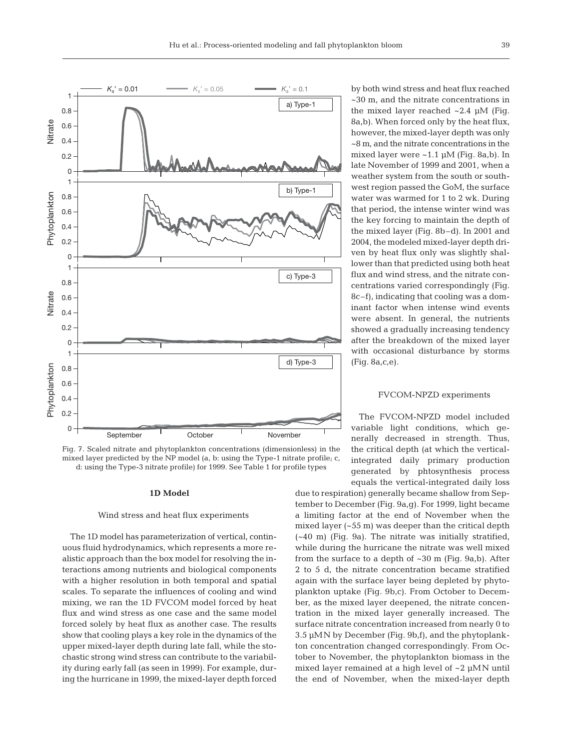by both wind stress and heat flux reached ~30 m, and the nitrate concentrations in the mixed layer reached ~2.4 µM (Fig. 8a,b). When forced only by the heat flux, however, the mixed-layer depth was only ~8 m, and the nitrate concentrations in the mixed layer were ~1.1 µM (Fig. 8a,b). In late November of 1999 and 2001, when a weather system from the south or southwest region passed the GoM, the surface water was warmed for 1 to 2 wk. During that period, the intense winter wind was the key forcing to maintain the depth of the mixed layer (Fig. 8b–d). In 2001 and 2004, the modeled mixed-layer depth driven by heat flux only was slightly shallower than that predicted using both heat flux and wind stress, and the nitrate concentrations varied correspondingly (Fig. 8c–f), indicating that cooling was a dominant factor when intense wind events were absent. In general, the nutrients showed a gradually increasing tendency after the breakdown of the mixed layer with occasional disturbance by storms (Fig. 8a,c,e).

Fig. 7. Scaled nitrate and phytoplankton concentrations (dimensionless) in the mixed layer predicted by the NP model (a, b: using the Type-1 nitrate profile; c, d: using the Type-3 nitrate profile) for 1999. See Table 1 for profile types

## 1D Model

### Wind stress and heat flux experiments

The 1D model has parameterization of vertical, continuous fluid hydrodynamics, which represents a more realistic approach than the box model for resolving the interactions among nutrients and biological components with a higher resolution in both temporal and spatial scales. To separate the influences of cooling and wind mixing, we ran the 1D FVCOM model forced by heat flux and wind stress as one case and the same model forced solely by heat flux as another case. The results show that cooling plays a key role in the dynamics of the upper mixed-layer depth during late fall, while the stochastic strong wind stress can contribute to the variability during early fall (as seen in 1999). For example, during the hurricane in 1999, the mixed-layer depth forced

### FVCOM-NPZD experiments

The FVCOM-NPZD model included variable light conditions, which generally decreased in strength. Thus, the critical depth (at which the vertical-integrated daily primary production generated by phtosynthesis process equals the vertical-integrated daily loss due to respiration) generally became shallow from September to December (Fig. 9a,g). For 1999, light became a limiting factor at the end of November when the mixed layer (~55 m) was deeper than the critical depth (~40 m) (Fig. 9a). The nitrate was initially stratified, while during the hurricane the nitrate was well mixed from the surface to a depth of ~30 m (Fig. 9a,b). After 2 to 5 d, the nitrate concentration became stratified again with the surface layer being depleted by phytoplankton uptake (Fig. 9b,c). From October to December, as the mixed layer deepened, the nitrate concentration in the mixed layer generally increased. The surface nitrate concentration increased from nearly 0 to 3.5 µMN by December (Fig. 9b,f), and the phytoplankton concentration changed correspondingly. From October to November, the phytoplankton biomass in the mixed layer remained at a high level of ~2 µMN until the end of November, when the mixed-layer depth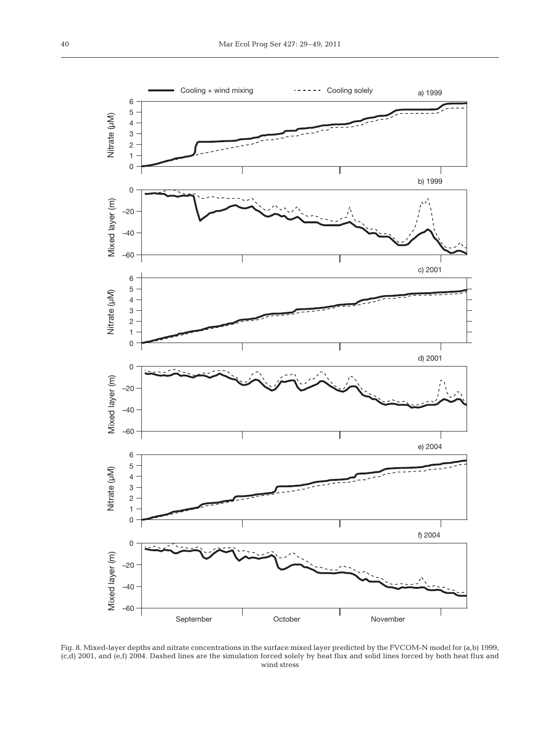Fig. 8. Mixed-layer depths and nitrate concentrations in the surface mixed layer predicted by the FVCOM-N model for (a,b) 1999, (c,d) 2001, and (e,f) 2004. Dashed lines are the simulation forced solely by heat flux and solid lines forced by both heat flux and wind stress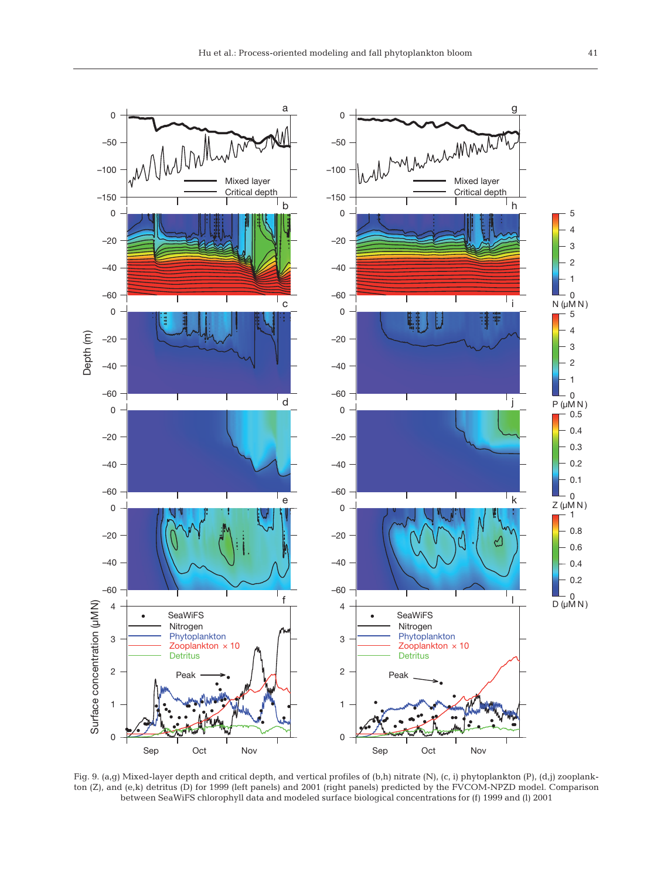Fig. 9. (a,g) Mixed-layer depth and critical depth, and vertical profiles of (b,h) nitrate (N), (c, i) phytoplankton (P), (d,j) zooplankton (Z), and (e,k) detritus (D) for 1999 (left panels) and 2001 (right panels) predicted by the FVCOM-NPZD model. Comparison between SeaWiFS chlorophyll data and modeled surface biological concentrations for (f) 1999 and (l) 2001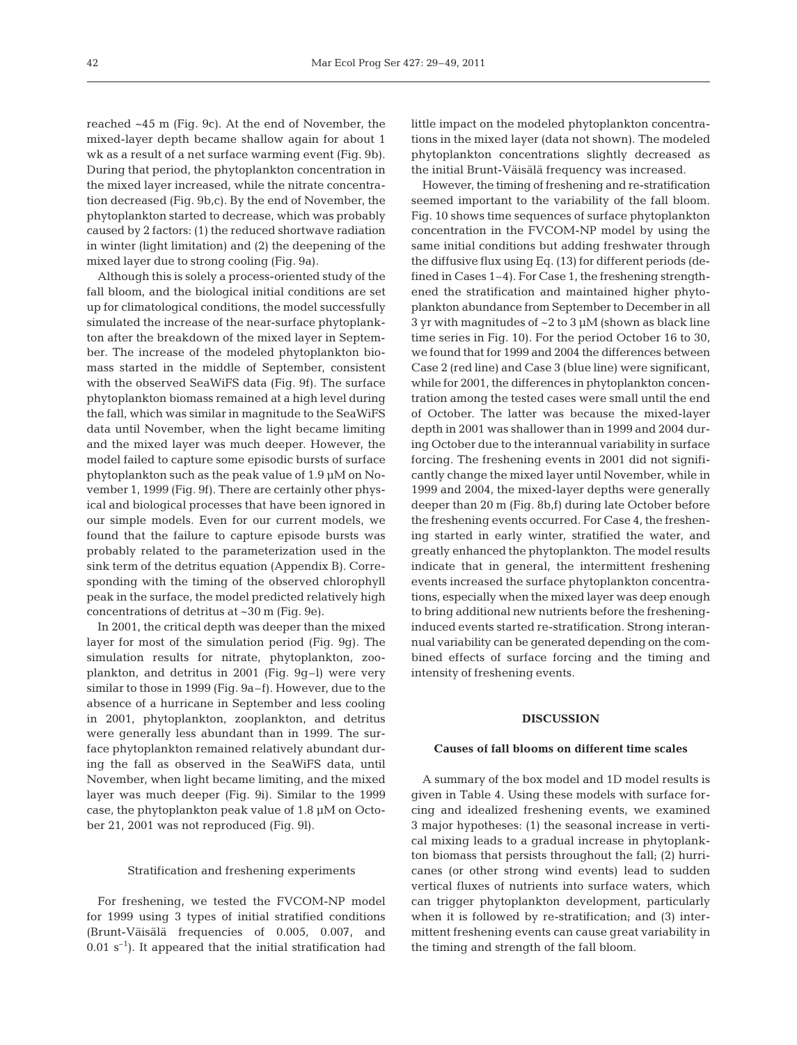reached ~45 m (Fig. 9c). At the end of November, the mixed-layer depth became shallow again for about 1 wk as a result of a net surface warming event (Fig. 9b). During that period, the phytoplankton concentration in the mixed layer increased, while the nitrate concentration decreased (Fig. 9b,c). By the end of November, the phytoplankton started to decrease, which was probably caused by 2 factors: (1) the reduced shortwave radiation in winter (light limitation) and (2) the deepening of the mixed layer due to strong cooling (Fig. 9a).

Although this is solely a process-oriented study of the fall bloom, and the biological initial conditions are set up for climatological conditions, the model successfully simulated the increase of the near-surface phytoplankton after the breakdown of the mixed layer in September. The increase of the modeled phytoplankton biomass started in the middle of September, consistent with the observed SeaWiFS data (Fig. 9f). The surface phytoplankton biomass remained at a high level during the fall, which was similar in magnitude to the SeaWiFS data until November, when the light became limiting and the mixed layer was much deeper. However, the model failed to capture some episodic bursts of surface phytoplankton such as the peak value of 1.9 µM on November 1, 1999 (Fig. 9f). There are certainly other physical and biological processes that have been ignored in our simple models. Even for our current models, we found that the failure to capture episode bursts was probably related to the parameterization used in the sink term of the detritus equation (Appendix B). Corresponding with the timing of the observed chlorophyll peak in the surface, the model predicted relatively high concentrations of detritus at ~30 m (Fig. 9e).

In 2001, the critical depth was deeper than the mixed layer for most of the simulation period (Fig. 9g). The simulation results for nitrate, phytoplankton, zooplankton, and detritus in 2001 (Fig. 9g–l) were very similar to those in 1999 (Fig. 9a–f). However, due to the absence of a hurricane in September and less cooling in 2001, phytoplankton, zooplankton, and detritus were generally less abundant than in 1999. The surface phytoplankton remained relatively abundant during the fall as observed in the SeaWiFS data, until November, when light became limiting, and the mixed layer was much deeper (Fig. 9i). Similar to the 1999 case, the phytoplankton peak value of 1.8 µM on October 21, 2001 was not reproduced (Fig. 9l).

### Stratification and freshening experiments

For freshening, we tested the FVCOM-NP model for 1999 using 3 types of initial stratified conditions (Brunt-Väisälä frequencies of 0.005, 0.007, and 0.01 $s^{-1}$). It appeared that the initial stratification had little impact on the modeled phytoplankton concentrations in the mixed layer (data not shown). The modeled phytoplankton concentrations slightly decreased as the initial Brunt-Väisälä frequency was increased.

However, the timing of freshening and re-stratification seemed important to the variability of the fall bloom. Fig. 10 shows time sequences of surface phytoplankton concentration in the FVCOM-NP model by using the same initial conditions but adding freshwater through the diffusive flux using Eq. (13) for different periods (defined in Cases 1–4). For Case 1, the freshening strengthened the stratification and maintained higher phytoplankton abundance from September to December in all 3 yr with magnitudes of ~2 to 3 µM (shown as black line time series in Fig. 10). For the period October 16 to 30, we found that for 1999 and 2004 the differences between Case 2 (red line) and Case 3 (blue line) were significant, while for 2001, the differences in phytoplankton concentration among the tested cases were small until the end of October. The latter was because the mixed-layer depth in 2001 was shallower than in 1999 and 2004 during October due to the interannual variability in surface forcing. The freshening events in 2001 did not significantly change the mixed layer until November, while in 1999 and 2004, the mixed-layer depths were generally deeper than 20 m (Fig. 8b,f) during late October before the freshening events occurred. For Case 4, the freshening started in early winter, stratified the water, and greatly enhanced the phytoplankton. The model results indicate that in general, the intermittent freshening events increased the surface phytoplankton concentrations, especially when the mixed layer was deep enough to bring additional new nutrients before the freshening-induced events started re-stratification. Strong interannual variability can be generated depending on the combined effects of surface forcing and the timing and intensity of freshening events.

## DISCUSSION

### Causes of fall blooms on different time scales

A summary of the box model and 1D model results is given in Table 4. Using these models with surface forcing and idealized freshening events, we examined 3 major hypotheses: (1) the seasonal increase in vertical mixing leads to a gradual increase in phytoplankton biomass that persists throughout the fall; (2) hurricanes (or other strong wind events) lead to sudden vertical fluxes of nutrients into surface waters, which can trigger phytoplankton development, particularly when it is followed by re-stratification; and (3) intermittent freshening events can cause great variability in the timing and strength of the fall bloom.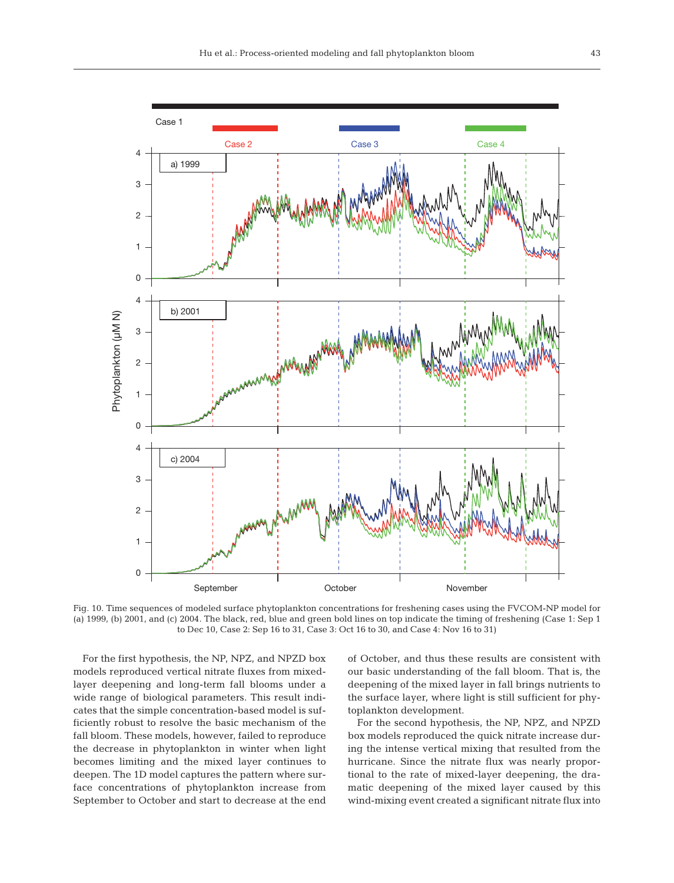Fig. 10. Time sequences of modeled surface phytoplankton concentrations for freshening cases using the FVCOM-NP model for (a) 1999, (b) 2001, and (c) 2004. The black, red, blue and green bold lines on top indicate the timing of freshening (Case 1: Sep 1 to Dec 10, Case 2: Sep 16 to 31, Case 3: Oct 16 to 30, and Case 4: Nov 16 to 31)

For the first hypothesis, the NP, NPZ, and NPZD box models reproduced vertical nitrate fluxes from mixed-layer deepening and long-term fall blooms under a wide range of biological parameters. This result indicates that the simple concentration-based model is sufficiently robust to resolve the basic mechanism of the fall bloom. These models, however, failed to reproduce the decrease in phytoplankton in winter when light becomes limiting and the mixed layer continues to deepen. The 1D model captures the pattern where surface concentrations of phytoplankton increase from September to October and start to decrease at the end of October, and thus these results are consistent with our basic understanding of the fall bloom. That is, the deepening of the mixed layer in fall brings nutrients to the surface layer, where light is still sufficient for phytoplankton development.

For the second hypothesis, the NP, NPZ, and NPZD box models reproduced the quick nitrate increase during the intense vertical mixing that resulted from the hurricane. Since the nitrate flux was nearly proportional to the rate of mixed-layer deepening, the dramatic deepening of the mixed layer caused by this wind-mixing event created a significant nitrate flux into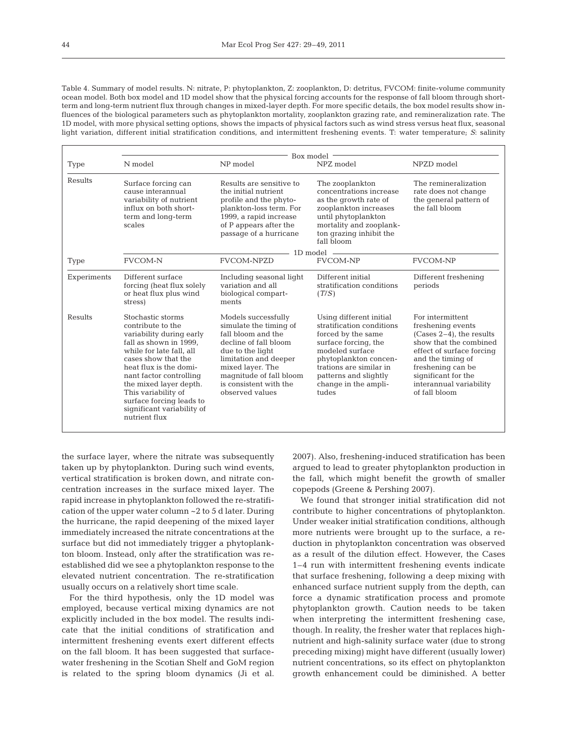Table 4. Summary of model results. N: nitrate, P: phytoplankton, Z: zooplankton, D: detritus, FVCOM: finite-volume community ocean model. Both box model and 1D model show that the physical forcing accounts for the response of fall bloom through short-term and long-term nutrient flux through changes in mixed-layer depth. For more specific details, the box model results show influences of the biological parameters such as phytoplankton mortality, zooplankton grazing rate, and remineralization rate. The 1D model, with more physical setting options, shows the impacts of physical factors such as wind stress versus heat flux, seasonal light variation, different initial stratification conditions, and intermittent freshening events. T: water temperature; *S*: salinity

| | Box model | | | |
|---|---|---|---|---|
| Type | N model | NP model | NPZ model | NPZD model |
| Results | Surface forcing can cause interannual variability of nutrient influx on both short-term and long-term scales | Results are sensitive to the initial nutrient profile and the phytoplankton-loss term. For 1999, a rapid increase of P appears after the passage of a hurricane | The zooplankton concentrations increase as the growth rate of zooplankton increases until phytoplankton mortality and zooplankton grazing inhibit the fall bloom | The remineralization rate does not change the general pattern of the fall bloom |
| | 1D model | | | |
| Type | FVCOM-N | FVCOM-NPZD | FVCOM-NP | FVCOM-NP |
| Experiments | Different surface forcing (heat flux solely or heat flux plus wind stress) | Including seasonal light variation and all biological compartments | Different initial stratification conditions (*T*/*S*) | Different freshening periods |
| Results | Stochastic storms contribute to the variability during early fall as shown in 1999, while for late fall, all cases show that the heat flux is the dominant factor controlling the mixed layer depth. This variability of surface forcing leads to significant variability of nutrient flux | Models successfully simulate the timing of fall bloom and the decline of fall bloom due to the light limitation and deeper mixed layer. The magnitude of fall bloom is consistent with the observed values | Using different initial stratification conditions forced by the same surface forcing, the modeled surface phytoplankton concentrations are similar in patterns and slightly change in the amplitudes | For intermittent freshening events (Cases 2–4), the results show that the combined effect of surface forcing and the timing of freshening can be significant for the interannual variability of fall bloom |

the surface layer, where the nitrate was subsequently taken up by phytoplankton. During such wind events, vertical stratification is broken down, and nitrate concentration increases in the surface mixed layer. The rapid increase in phytoplankton followed the re-stratification of the upper water column ~2 to 5 d later. During the hurricane, the rapid deepening of the mixed layer immediately increased the nitrate concentrations at the surface but did not immediately trigger a phytoplankton bloom. Instead, only after the stratification was re-established did we see a phytoplankton response to the elevated nutrient concentration. The re-stratification usually occurs on a relatively short time scale.

For the third hypothesis, only the 1D model was employed, because vertical mixing dynamics are not explicitly included in the box model. The results indicate that the initial conditions of stratification and intermittent freshening events exert different effects on the fall bloom. It has been suggested that surface-water freshening in the Scotian Shelf and GoM region is related to the spring bloom dynamics (Ji et al. 2007). Also, freshening-induced stratification has been argued to lead to greater phytoplankton production in the fall, which might benefit the growth of smaller copepods (Greene & Pershing 2007).

We found that stronger initial stratification did not contribute to higher concentrations of phytoplankton. Under weaker initial stratification conditions, although more nutrients were brought up to the surface, a reduction in phytoplankton concentration was observed as a result of the dilution effect. However, the Cases 1–4 run with intermittent freshening events indicate that surface freshening, following a deep mixing with enhanced surface nutrient supply from the depth, can force a dynamic stratification process and promote phytoplankton growth. Caution needs to be taken when interpreting the intermittent freshening case, though. In reality, the fresher water that replaces high-nutrient and high-salinity surface water (due to strong preceding mixing) might have different (usually lower) nutrient concentrations, so its effect on phytoplankton growth enhancement could be diminished. A better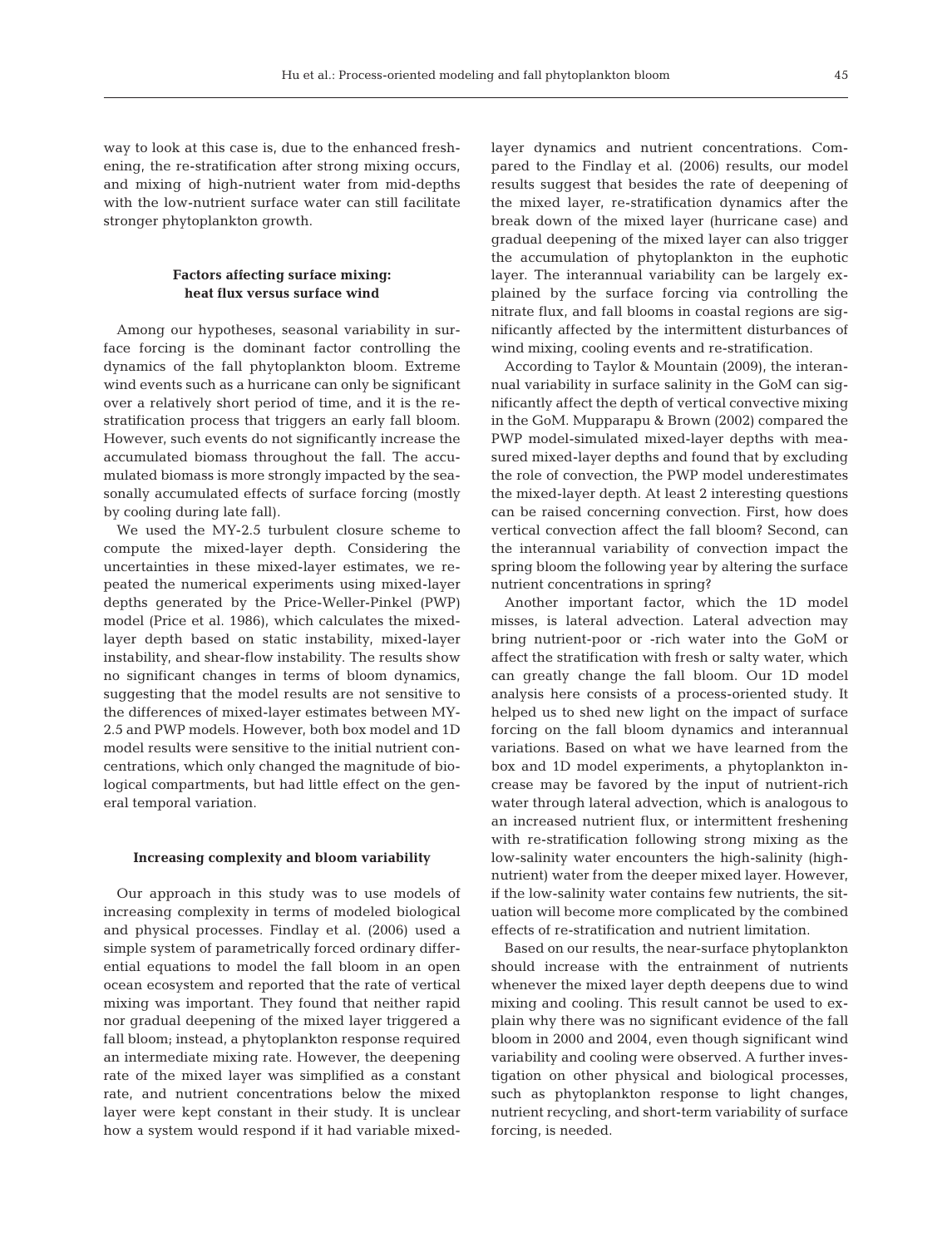way to look at this case is, due to the enhanced freshening, the re-stratification after strong mixing occurs, and mixing of high-nutrient water from mid-depths with the low-nutrient surface water can still facilitate stronger phytoplankton growth.

### Factors affecting surface mixing: heat flux versus surface wind

Among our hypotheses, seasonal variability in surface forcing is the dominant factor controlling the dynamics of the fall phytoplankton bloom. Extreme wind events such as a hurricane can only be significant over a relatively short period of time, and it is the re-stratification process that triggers an early fall bloom. However, such events do not significantly increase the accumulated biomass throughout the fall. The accumulated biomass is more strongly impacted by the seasonally accumulated effects of surface forcing (mostly by cooling during late fall).

We used the MY-2.5 turbulent closure scheme to compute the mixed-layer depth. Considering the uncertainties in these mixed-layer estimates, we repeated the numerical experiments using mixed-layer depths generated by the Price-Weller-Pinkel (PWP) model (Price et al. 1986), which calculates the mixed-layer depth based on static instability, mixed-layer instability, and shear-flow instability. The results show no significant changes in terms of bloom dynamics, suggesting that the model results are not sensitive to the differences of mixed-layer estimates between MY-2.5 and PWP models. However, both box model and 1D model results were sensitive to the initial nutrient concentrations, which only changed the magnitude of biological compartments, but had little effect on the general temporal variation.

### Increasing complexity and bloom variability

Our approach in this study was to use models of increasing complexity in terms of modeled biological and physical processes. Findlay et al. (2006) used a simple system of parametrically forced ordinary differential equations to model the fall bloom in an open ocean ecosystem and reported that the rate of vertical mixing was important. They found that neither rapid nor gradual deepening of the mixed layer triggered a fall bloom; instead, a phytoplankton response required an intermediate mixing rate. However, the deepening rate of the mixed layer was simplified as a constant rate, and nutrient concentrations below the mixed layer were kept constant in their study. It is unclear how a system would respond if it had variable mixed-layer dynamics and nutrient concentrations. Compared to the Findlay et al. (2006) results, our model results suggest that besides the rate of deepening of the mixed layer, re-stratification dynamics after the break down of the mixed layer (hurricane case) and gradual deepening of the mixed layer can also trigger the accumulation of phytoplankton in the euphotic layer. The interannual variability can be largely explained by the surface forcing via controlling the nitrate flux, and fall blooms in coastal regions are significantly affected by the intermittent disturbances of wind mixing, cooling events and re-stratification.

According to Taylor & Mountain (2009), the interannual variability in surface salinity in the GoM can significantly affect the depth of vertical convective mixing in the GoM. Mupparapu & Brown (2002) compared the PWP model-simulated mixed-layer depths with measured mixed-layer depths and found that by excluding the role of convection, the PWP model underestimates the mixed-layer depth. At least 2 interesting questions can be raised concerning convection. First, how does vertical convection affect the fall bloom? Second, can the interannual variability of convection impact the spring bloom the following year by altering the surface nutrient concentrations in spring?

Another important factor, which the 1D model misses, is lateral advection. Lateral advection may bring nutrient-poor or -rich water into the GoM or affect the stratification with fresh or salty water, which can greatly change the fall bloom. Our 1D model analysis here consists of a process-oriented study. It helped us to shed new light on the impact of surface forcing on the fall bloom dynamics and interannual variations. Based on what we have learned from the box and 1D model experiments, a phytoplankton increase may be favored by the input of nutrient-rich water through lateral advection, which is analogous to an increased nutrient flux, or intermittent freshening with re-stratification following strong mixing as the low-salinity water encounters the high-salinity (high-nutrient) water from the deeper mixed layer. However, if the low-salinity water contains few nutrients, the situation will become more complicated by the combined effects of re-stratification and nutrient limitation.

Based on our results, the near-surface phytoplankton should increase with the entrainment of nutrients whenever the mixed layer depth deepens due to wind mixing and cooling. This result cannot be used to explain why there was no significant evidence of the fall bloom in 2000 and 2004, even though significant wind variability and cooling were observed. A further investigation on other physical and biological processes, such as phytoplankton response to light changes, nutrient recycling, and short-term variability of surface forcing, is needed.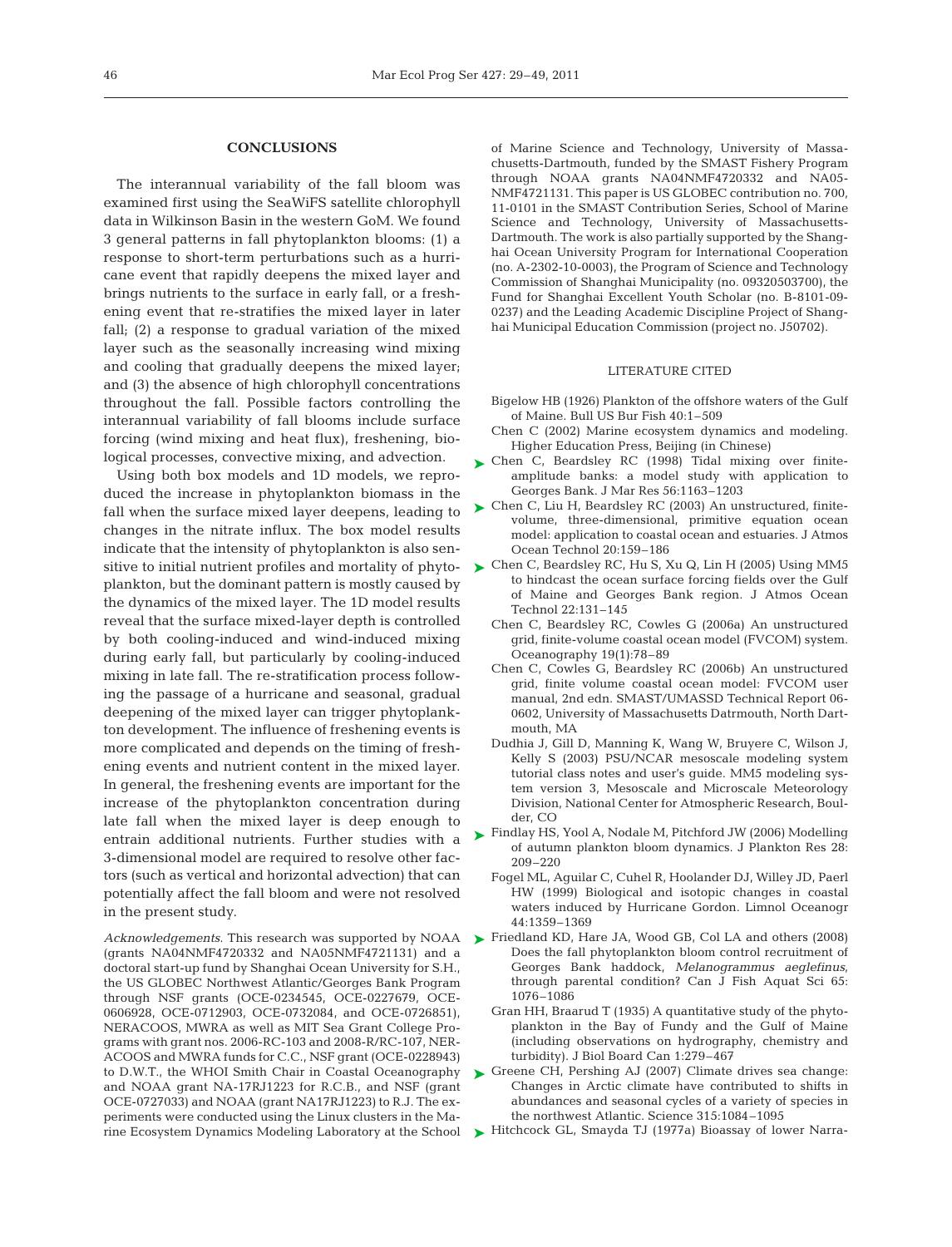## CONCLUSIONS

The interannual variability of the fall bloom was examined first using the SeaWiFS satellite chlorophyll data in Wilkinson Basin in the western GoM. We found 3 general patterns in fall phytoplankton blooms: (1) a response to short-term perturbations such as a hurricane event that rapidly deepens the mixed layer and brings nutrients to the surface in early fall, or a freshening event that re-stratifies the mixed layer in later fall; (2) a response to gradual variation of the mixed layer such as the seasonally increasing wind mixing and cooling that gradually deepens the mixed layer; and (3) the absence of high chlorophyll concentrations throughout the fall. Possible factors controlling the interannual variability of fall blooms include surface forcing (wind mixing and heat flux), freshening, biological processes, convective mixing, and advection.

Using both box models and 1D models, we reproduced the increase in phytoplankton biomass in the fall when the surface mixed layer deepens, leading to changes in the nitrate influx. The box model results indicate that the intensity of phytoplankton is also sensitive to initial nutrient profiles and mortality of phytoplankton, but the dominant pattern is mostly caused by the dynamics of the mixed layer. The 1D model results reveal that the surface mixed-layer depth is controlled by both cooling-induced and wind-induced mixing during early fall, but particularly by cooling-induced mixing in late fall. The re-stratification process following the passage of a hurricane and seasonal, gradual deepening of the mixed layer can trigger phytoplankton development. The influence of freshening events is more complicated and depends on the timing of freshening events and nutrient content in the mixed layer. In general, the freshening events are important for the increase of the phytoplankton concentration during late fall when the mixed layer is deep enough to entrain additional nutrients. Further studies with a 3-dimensional model are required to resolve other factors (such as vertical and horizontal advection) that can potentially affect the fall bloom and were not resolved in the present study.

*Acknowledgements.* This research was supported by NOAA (grants NA04NMF4720332 and NA05NMF4721131) and a doctoral start-up fund by Shanghai Ocean University for S.H., the US GLOBEC Northwest Atlantic/Georges Bank Program through NSF grants (OCE-0234545, OCE-0227679, OCE-0606928, OCE-0712903, OCE-0732084, and OCE-0726851), NERACOOS, MWRA as well as MIT Sea Grant College Programs with grant nos. 2006-RC-103 and 2008-R/RC-107, NERACOOS and MWRA funds for C.C., NSF grant (OCE-0228943) to D.W.T., the WHOI Smith Chair in Coastal Oceanography and NOAA grant NA-17RJ1223 for R.C.B., and NSF (grant OCE-0727033) and NOAA (grant NA17RJ1223) to R.J. The experiments were conducted using the Linux clusters in the Marine Ecosystem Dynamics Modeling Laboratory at the School of Marine Science and Technology, University of Massachusetts-Dartmouth, funded by the SMAST Fishery Program through NOAA grants NA04NMF4720332 and NA05-NMF4721131. This paper is US GLOBEC contribution no. 700, 11-0101 in the SMAST Contribution Series, School of Marine Science and Technology, University of Massachusetts-Dartmouth. The work is also partially supported by the Shanghai Ocean University Program for International Cooperation (no. A-2302-10-0003), the Program of Science and Technology Commission of Shanghai Municipality (no. 09320503700), the Fund for Shanghai Excellent Youth Scholar (no. B-8101-09-0237) and the Leading Academic Discipline Project of Shanghai Municipal Education Commission (project no. J50702).

## LITERATURE CITED

- Bigelow HB (1926) Plankton of the offshore waters of the Gulf of Maine. Bull US Bur Fish 40:1–509
- Chen C (2002) Marine ecosystem dynamics and modeling. Higher Education Press, Beijing (in Chinese)
- Chen C, Beardsley RC (1998) Tidal mixing over finite-amplitude banks: a model study with application to Georges Bank. J Mar Res 56:1163–1203
- Chen C, Liu H, Beardsley RC (2003) An unstructured, finite-volume, three-dimensional, primitive equation ocean model: application to coastal ocean and estuaries. J Atmos Ocean Technol 20:159–186
- Chen C, Beardsley RC, Hu S, Xu Q, Lin H (2005) Using MM5 to hindcast the ocean surface forcing fields over the Gulf of Maine and Georges Bank region. J Atmos Ocean Technol 22:131–145
- Chen C, Beardsley RC, Cowles G (2006a) An unstructured grid, finite-volume coastal ocean model (FVCOM) system. Oceanography 19(1):78–89
- Chen C, Cowles G, Beardsley RC (2006b) An unstructured grid, finite volume coastal ocean model: FVCOM user manual, 2nd edn. SMAST/UMASSD Technical Report 06-0602, University of Massachusetts Datrmouth, North Dartmouth, MA
- Dudhia J, Gill D, Manning K, Wang W, Bruyere C, Wilson J, Kelly S (2003) PSU/NCAR mesoscale modeling system tutorial class notes and user's guide. MM5 modeling system version 3, Mesoscale and Microscale Meteorology Division, National Center for Atmospheric Research, Boulder, CO
- Findlay HS, Yool A, Nodale M, Pitchford JW (2006) Modelling of autumn plankton bloom dynamics. J Plankton Res 28: 209–220
- Fogel ML, Aguilar C, Cuhel R, Hoolander DJ, Willey JD, Paerl HW (1999) Biological and isotopic changes in coastal waters induced by Hurricane Gordon. Limnol Oceanogr 44:1359–1369
- Friedland KD, Hare JA, Wood GB, Col LA and others (2008) Does the fall phytoplankton bloom control recruitment of Georges Bank haddock, *Melanogrammus aeglefinus*, through parental condition? Can J Fish Aquat Sci 65: 1076–1086
- Gran HH, Braarud T (1935) A quantitative study of the phytoplankton in the Bay of Fundy and the Gulf of Maine (including observations on hydrography, chemistry and turbidity). J Biol Board Can 1:279–467
- Greene CH, Pershing AJ (2007) Climate drives sea change: Changes in Arctic climate have contributed to shifts in abundances and seasonal cycles of a variety of species in the northwest Atlantic. Science 315:1084–1095
- Hitchcock GL, Smayda TJ (1977a) Bioassay of lower Narra-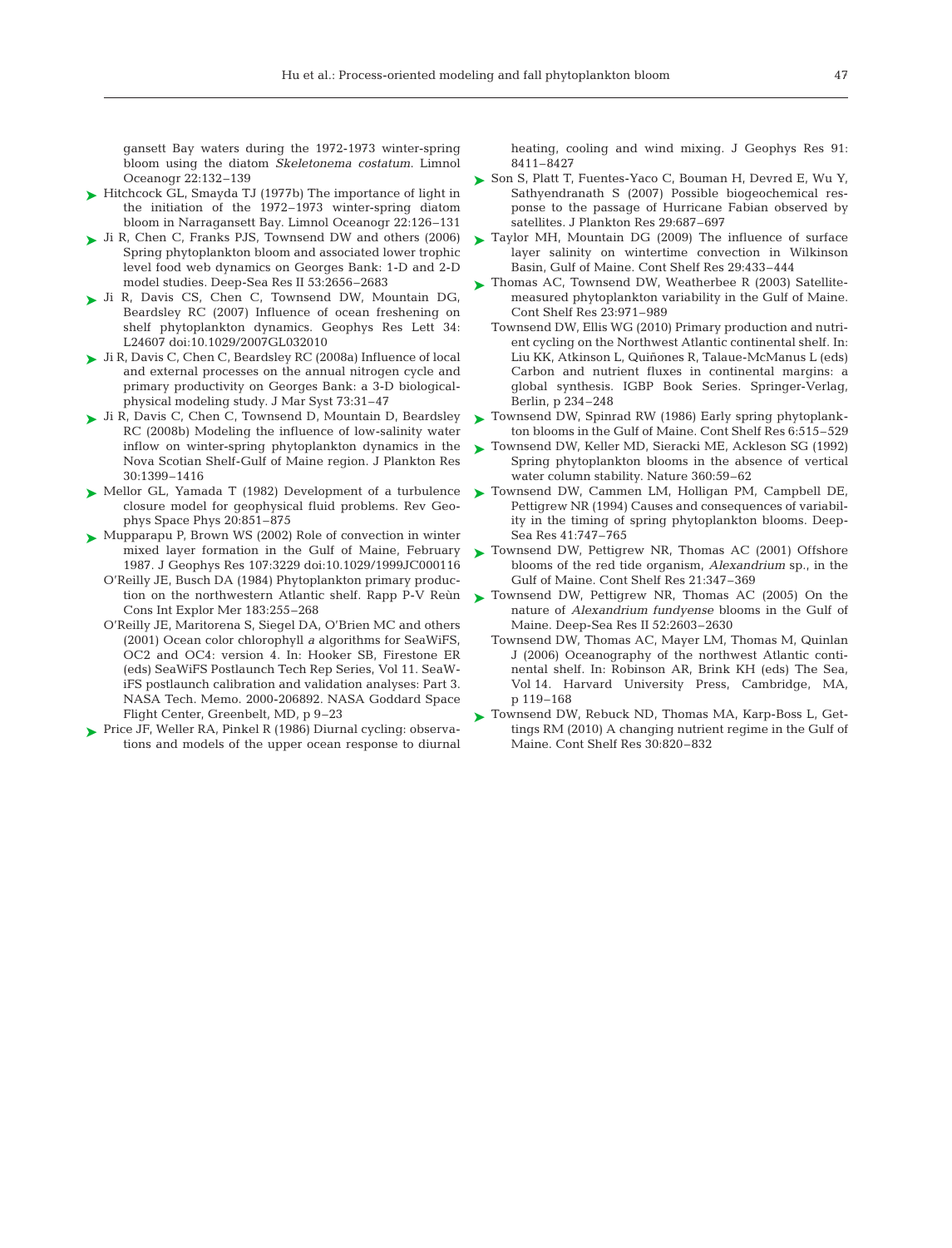gansett Bay waters during the 1972-1973 winter-spring bloom using the diatom *Skeletonema costatum*. Limnol Oceanogr 22:132–139

Hitchcock GL, Smayda TJ (1977b) The importance of light in the initiation of the 1972–1973 winter-spring diatom bloom in Narragansett Bay. Limnol Oceanogr 22:126–131

Ji R, Chen C, Franks PJS, Townsend DW and others (2006) Spring phytoplankton bloom and associated lower trophic level food web dynamics on Georges Bank: 1-D and 2-D model studies. Deep-Sea Res II 53:2656–2683

Ji R, Davis CS, Chen C, Townsend DW, Mountain DG, Beardsley RC (2007) Influence of ocean freshening on shelf phytoplankton dynamics. Geophys Res Lett 34: L24607 doi:10.1029/2007GL032010

Ji R, Davis C, Chen C, Beardsley RC (2008a) Influence of local and external processes on the annual nitrogen cycle and primary productivity on Georges Bank: a 3-D biological-physical modeling study. J Mar Syst 73:31–47

Ji R, Davis C, Chen C, Townsend D, Mountain D, Beardsley RC (2008b) Modeling the influence of low-salinity water inflow on winter-spring phytoplankton dynamics in the Nova Scotian Shelf-Gulf of Maine region. J Plankton Res 30:1399–1416

Mellor GL, Yamada T (1982) Development of a turbulence closure model for geophysical fluid problems. Rev Geophys Space Phys 20:851–875

Mupparapu P, Brown WS (2002) Role of convection in winter mixed layer formation in the Gulf of Maine, February 1987. J Geophys Res 107:3229 doi:10.1029/1999JC000116

O'Reilly JE, Busch DA (1984) Phytoplankton primary production on the northwestern Atlantic shelf. Rapp P-V Reùn Cons Int Explor Mer 183:255–268

O'Reilly JE, Maritorena S, Siegel DA, O'Brien MC and others (2001) Ocean color chlorophyll *a* algorithms for SeaWiFS, OC2 and OC4: version 4. In: Hooker SB, Firestone ER (eds) SeaWiFS Postlaunch Tech Rep Series, Vol 11. SeaWiFS postlaunch calibration and validation analyses: Part 3. NASA Tech. Memo. 2000-206892. NASA Goddard Space Flight Center, Greenbelt, MD, p 9–23

Price JF, Weller RA, Pinkel R (1986) Diurnal cycling: observations and models of the upper ocean response to diurnal heating, cooling and wind mixing. J Geophys Res 91: 8411–8427

Son S, Platt T, Fuentes-Yaco C, Bouman H, Devred E, Wu Y, Sathyendranath S (2007) Possible biogeochemical response to the passage of Hurricane Fabian observed by satellites. J Plankton Res 29:687–697

Taylor MH, Mountain DG (2009) The influence of surface layer salinity on wintertime convection in Wilkinson Basin, Gulf of Maine. Cont Shelf Res 29:433–444

Thomas AC, Townsend DW, Weatherbee R (2003) Satellite-measured phytoplankton variability in the Gulf of Maine. Cont Shelf Res 23:971–989

Townsend DW, Ellis WG (2010) Primary production and nutrient cycling on the Northwest Atlantic continental shelf. In: Liu KK, Atkinson L, Quiñones R, Talaue-McManus L (eds) Carbon and nutrient fluxes in continental margins: a global synthesis. IGBP Book Series. Springer-Verlag, Berlin, p 234–248

Townsend DW, Spinrad RW (1986) Early spring phytoplankton blooms in the Gulf of Maine. Cont Shelf Res 6:515–529

Townsend DW, Keller MD, Sieracki ME, Ackleson SG (1992) Spring phytoplankton blooms in the absence of vertical water column stability. Nature 360:59–62

Townsend DW, Cammen LM, Holligan PM, Campbell DE, Pettigrew NR (1994) Causes and consequences of variability in the timing of spring phytoplankton blooms. Deep-Sea Res 41:747–765

Townsend DW, Pettigrew NR, Thomas AC (2001) Offshore blooms of the red tide organism, *Alexandrium* sp., in the Gulf of Maine. Cont Shelf Res 21:347–369

Townsend DW, Pettigrew NR, Thomas AC (2005) On the nature of *Alexandrium fundyense* blooms in the Gulf of Maine. Deep-Sea Res II 52:2603–2630

Townsend DW, Thomas AC, Mayer LM, Thomas M, Quinlan J (2006) Oceanography of the northwest Atlantic continental shelf. In: Robinson AR, Brink KH (eds) The Sea, Vol 14. Harvard University Press, Cambridge, MA, p 119–168

Townsend DW, Rebuck ND, Thomas MA, Karp-Boss L, Gettings RM (2010) A changing nutrient regime in the Gulf of Maine. Cont Shelf Res 30:820–832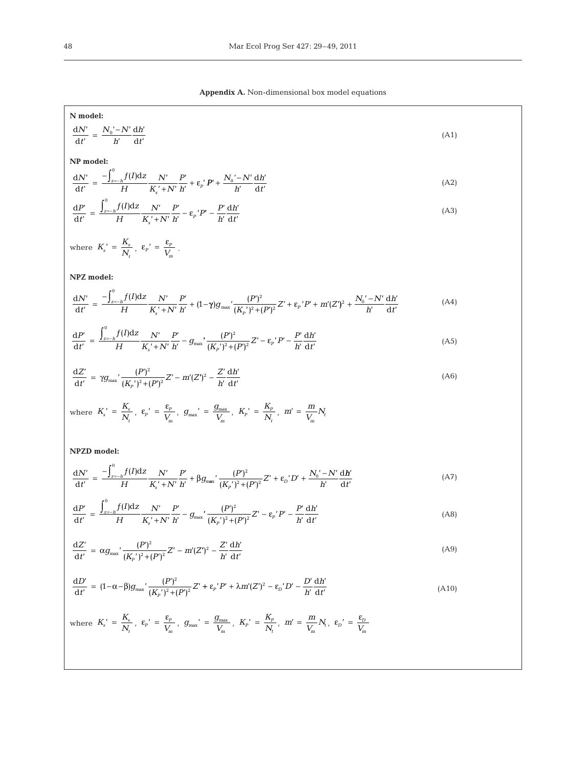**Appendix A.** Non-dimensional box model equations

**N model:**

$$\frac{dN'}{dt'} = \frac{N_0' - N'}{h'}\frac{dh'}{dt'} \tag{A1}$$

**NP model:**

$$\frac{dN'}{dt'} = \frac{-\int_{z=-h}^{0} f(I)dz}{H}\frac{N'}{K_s' + N'}\frac{P'}{h'} + \varepsilon_P' P' + \frac{N_0' - N'}{h'}\frac{dh'}{dt'} \tag{A2}$$

$$\frac{dP'}{dt'} = \frac{\int_{z=-h}^{0} f(I)dz}{H}\frac{N'}{K_s' + N'}\frac{P'}{h'} - \varepsilon_P' P' - \frac{P'}{h'}\frac{dh'}{dt'} \tag{A3}$$

where $K_s' = \dfrac{K_s}{N_t}$, $\varepsilon_P' = \dfrac{\varepsilon_P}{V_m}$.

**NPZ model:**

$$\frac{dN'}{dt'} = \frac{-\int_{z=-h}^{0} f(I)dz}{H}\frac{N'}{K_s' + N'}\frac{P'}{h'} + (1-\gamma)g_{\max}'\frac{(P')^2}{(K_P')^2 + (P')^2}Z' + \varepsilon_P' P' + m'(Z')^2 + \frac{N_0' - N'}{h'}\frac{dh'}{dt'} \tag{A4}$$

$$\frac{dP'}{dt'} = \frac{\int_{z=-h}^{0} f(I)dz}{H}\frac{N'}{K_s' + N'}\frac{P'}{h'} - g_{\max}'\frac{(P')^2}{(K_P')^2 + (P')^2}Z' - \varepsilon_P' P' - \frac{P'}{h'}\frac{dh'}{dt'} \tag{A5}$$

$$\frac{dZ'}{dt'} = \gamma g_{\max}'\frac{(P')^2}{(K_P')^2 + (P')^2}Z' - m'(Z')^2 - \frac{Z'}{h'}\frac{dh'}{dt'} \tag{A6}$$

where $K_s' = \dfrac{K_s}{N_t}$, $\varepsilon_P' = \dfrac{\varepsilon_P}{V_m}$, $g_{\max}' = \dfrac{g_{\max}}{V_m}$, $K_P' = \dfrac{K_P}{N_t}$, $m' = \dfrac{m}{V_m}N_t$

**NPZD model:**

$$\frac{dN'}{dt'} = \frac{-\int_{z=-h}^{0} f(I)dz}{H}\frac{N'}{K_s' + N'}\frac{P'}{h'} + \beta g_{\max}'\frac{(P')^2}{(K_P')^2 + (P')^2}Z' + \varepsilon_D' D' + \frac{N_0' - N'}{h'}\frac{dh'}{dt'} \tag{A7}$$

$$\frac{dP'}{dt'} = \frac{\int_{z=-h}^{0} f(I)dz}{H}\frac{N'}{K_s' + N'}\frac{P'}{h'} - g_{\max}'\frac{(P')^2}{(K_P')^2 + (P')^2}Z' - \varepsilon_P' P' - \frac{P'}{h'}\frac{dh'}{dt'} \tag{A8}$$

$$\frac{dZ'}{dt'} = \alpha g_{\max}'\frac{(P')^2}{(K_P')^2 + (P')^2}Z' - m'(Z')^2 - \frac{Z'}{h'}\frac{dh'}{dt'} \tag{A9}$$

$$\frac{dD'}{dt'} = (1-\alpha-\beta)g_{\max}'\frac{(P')^2}{(K_P')^2 + (P')^2}Z' + \varepsilon_P' P' + \lambda m'(Z')^2 - \varepsilon_D' D' - \frac{D'}{h'}\frac{dh'}{dt'} \tag{A10}$$

where $K_s' = \dfrac{K_s}{N_t}$, $\varepsilon_P' = \dfrac{\varepsilon_P}{V_m}$, $g_{\max}' = \dfrac{g_{\max}}{V_m}$, $K_P' = \dfrac{K_P}{N_t}$, $m' = \dfrac{m}{V_m}N_t$, $\varepsilon_D' = \dfrac{\varepsilon_D}{V_m}$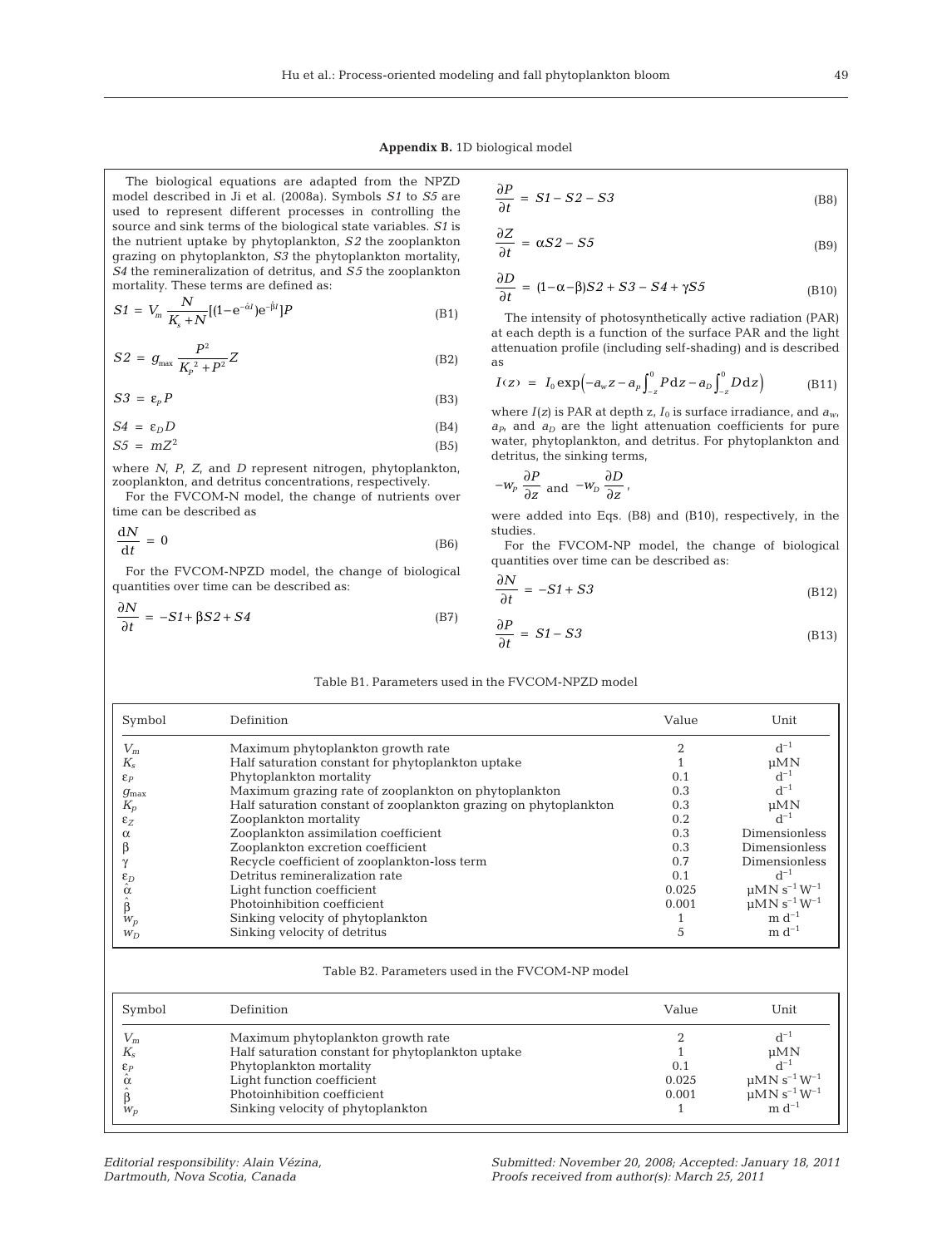**Appendix B.** 1D biological model

The biological equations are adapted from the NPZD model described in Ji et al. (2008a). Symbols *S1* to *S5* are used to represent different processes in controlling the source and sink terms of the biological state variables. *S1* is the nutrient uptake by phytoplankton, *S2* the zooplankton grazing on phytoplankton, *S3* the phytoplankton mortality, *S4* the remineralization of detritus, and *S5* the zooplankton mortality. These terms are defined as:

$$S1 = V_m \frac{N}{K_s + N}[(1 - e^{-\hat{\alpha} I})e^{-\hat{\beta} I}]P \tag{B1}$$

$$S2 = g_{\max} \frac{P^2}{K_P{}^2 + P^2} Z \tag{B2}$$

$$S3 = \varepsilon_P P \tag{B3}$$

$$S4 = \varepsilon_D D \tag{B4}$$

$$S5 = mZ^2 \tag{B5}$$

where *N*, *P*, *Z*, and *D* represent nitrogen, phytoplankton, zooplankton, and detritus concentrations, respectively.

For the FVCOM-N model, the change of nutrients over time can be described as

$$\frac{dN}{dt} = 0 \tag{B6}$$

For the FVCOM-NPZD model, the change of biological quantities over time can be described as:

$$\frac{\partial N}{\partial t} = -S1 + \beta S2 + S4 \tag{B7}$$

$$\frac{\partial P}{\partial t} = S1 - S2 - S3 \tag{B8}$$

$$\frac{\partial Z}{\partial t} = \alpha S2 - S5 \tag{B9}$$

$$\frac{\partial D}{\partial t} = (1 - \alpha - \beta)S2 + S3 - S4 + \gamma S5 \tag{B10}$$

The intensity of photosynthetically active radiation (PAR) at each depth is a function of the surface PAR and the light attenuation profile (including self-shading) and is described as

$$I(z) = I_0 \exp\left(-a_w z - a_P \int_{-z}^{0} P\,dz - a_D \int_{-z}^{0} D\,dz\right) \tag{B11}$$

where $I(z)$ is PAR at depth z, $I_0$ is surface irradiance, and $a_w$, $a_P$, and $a_D$ are the light attenuation coefficients for pure water, phytoplankton, and detritus. For phytoplankton and detritus, the sinking terms,

$$-w_P \frac{\partial P}{\partial z} \text{ and } -w_D \frac{\partial D}{\partial z},$$

were added into Eqs. (B8) and (B10), respectively, in the studies.

For the FVCOM-NP model, the change of biological quantities over time can be described as:

$$\frac{\partial N}{\partial t} = -S1 + S3 \tag{B12}$$

$$\frac{\partial P}{\partial t} = S1 - S3 \tag{B13}$$

Table B1. Parameters used in the FVCOM-NPZD model

| Symbol | Definition | Value | Unit |
|---|---|---|---|
| $V_m$ | Maximum phytoplankton growth rate | 2 | $d^{-1}$ |
| $K_s$ | Half saturation constant for phytoplankton uptake | 1 | μMN |
| $\varepsilon_P$ | Phytoplankton mortality | 0.1 | $d^{-1}$ |
| $g_{\max}$ | Maximum grazing rate of zooplankton on phytoplankton | 0.3 | $d^{-1}$ |
| $K_p$ | Half saturation constant of zooplankton grazing on phytoplankton | 0.3 | μMN |
| $\varepsilon_Z$ | Zooplankton mortality | 0.2 | $d^{-1}$ |
| $\alpha$ | Zooplankton assimilation coefficient | 0.3 | Dimensionless |
| $\beta$ | Zooplankton excretion coefficient | 0.3 | Dimensionless |
| $\gamma$ | Recycle coefficient of zooplankton-loss term | 0.7 | Dimensionless |
| $\varepsilon_D$ | Detritus remineralization rate | 0.1 | $d^{-1}$ |
| $\hat{\alpha}$ | Light function coefficient | 0.025 | μMN $s^{-1}$ $W^{-1}$ |
| $\hat{\beta}$ | Photoinhibition coefficient | 0.001 | μMN $s^{-1}$ $W^{-1}$ |
| $w_p$ | Sinking velocity of phytoplankton | 1 | m $d^{-1}$ |
| $w_D$ | Sinking velocity of detritus | 5 | m $d^{-1}$ |

Table B2. Parameters used in the FVCOM-NP model

| Symbol | Definition | Value | Unit |
|---|---|---|---|
| $V_m$ | Maximum phytoplankton growth rate | 2 | $d^{-1}$ |
| $K_s$ | Half saturation constant for phytoplankton uptake | 1 | μMN |
| $\varepsilon_P$ | Phytoplankton mortality | 0.1 | $d^{-1}$ |
| $\hat{\alpha}$ | Light function coefficient | 0.025 | μMN $s^{-1}$ $W^{-1}$ |
| $\hat{\beta}$ | Photoinhibition coefficient | 0.001 | μMN $s^{-1}$ $W^{-1}$ |
| $w_p$ | Sinking velocity of phytoplankton | 1 | m $d^{-1}$ |

*Editorial responsibility: Alain Vézina, Dartmouth, Nova Scotia, Canada*

*Submitted: November 20, 2008; Accepted: January 18, 2011*
*Proofs received from author(s): March 25, 2011*